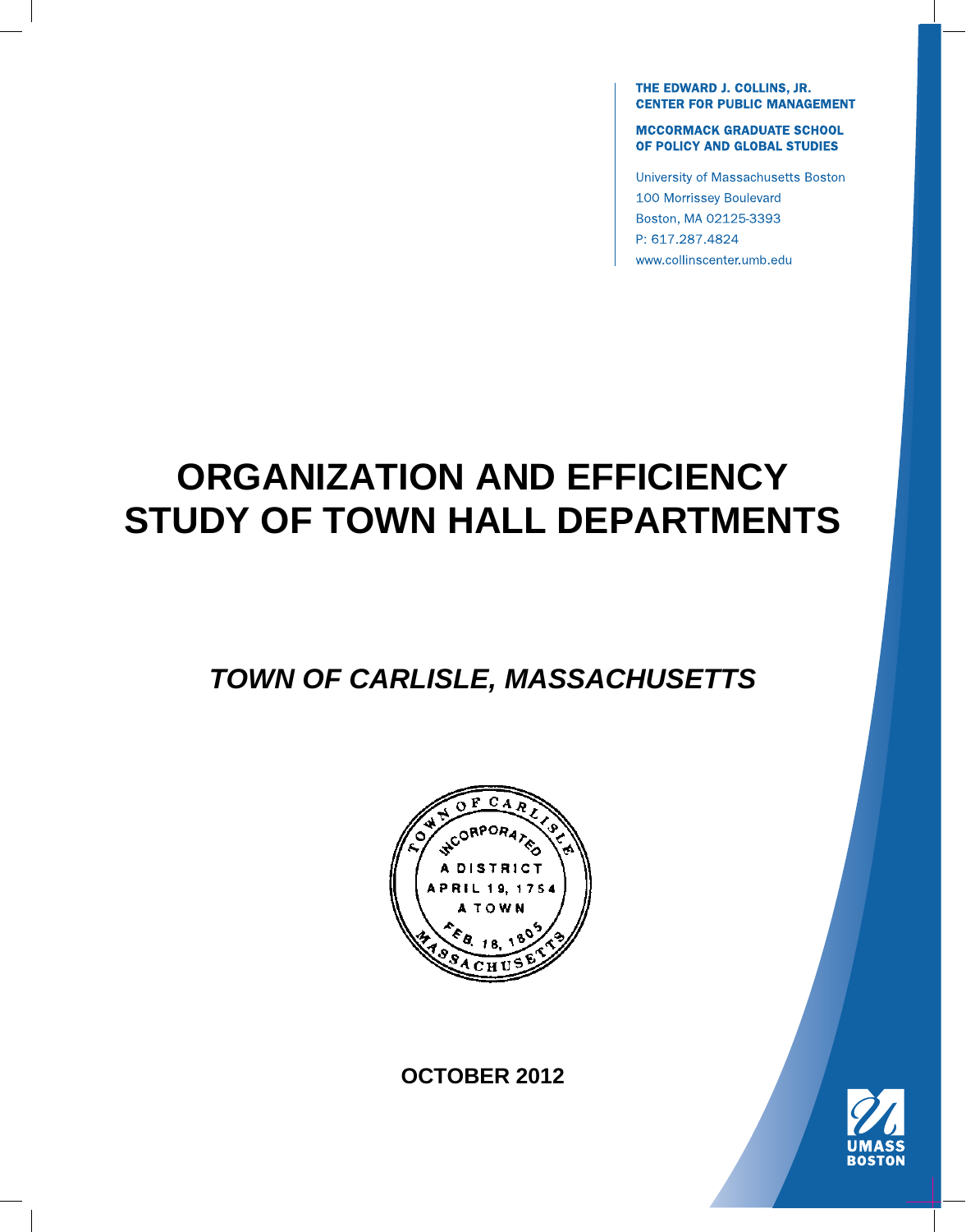THE EDWARD J. COLLINS, JR.
CENTER FOR PUBLIC MANAGEMENT

MCCORMACK GRADUATE SCHOOL
OF POLICY AND GLOBAL STUDIES

University of Massachusetts Boston
100 Morrissey Boulevard
Boston, MA 02125-3393
P: 617.287.4824
www.collinscenter.umb.edu

# ORGANIZATION AND EFFICIENCY STUDY OF TOWN HALL DEPARTMENTS

## *TOWN OF CARLISLE, MASSACHUSETTS*

TOWN OF CARLISLE
INCORPORATED
A DISTRICT
APRIL 19, 1754
A TOWN
FEB. 18, 1805
MASSACHUSETTS

**OCTOBER 2012**

UMASS
BOSTON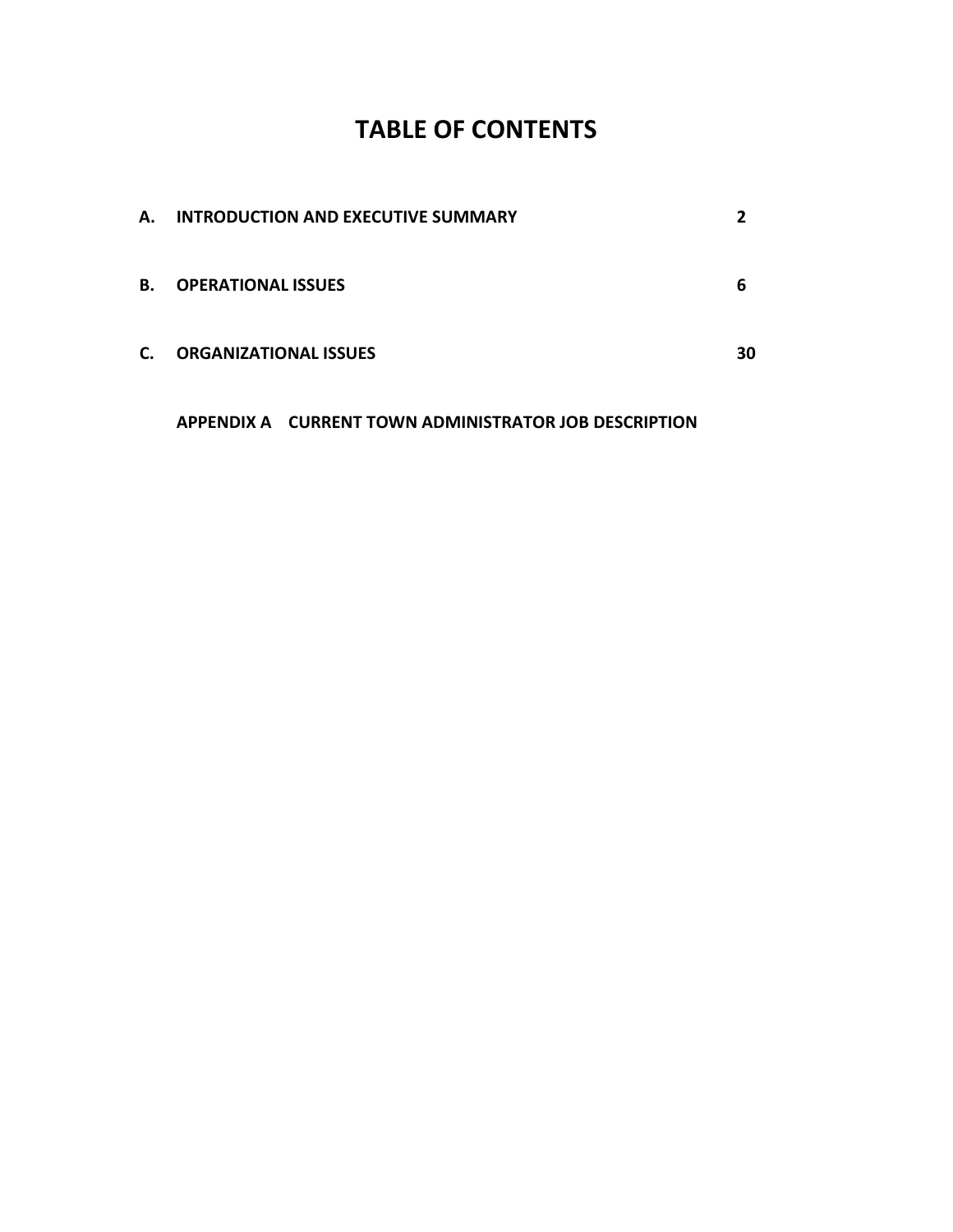# TABLE OF CONTENTS

| | | |
|---|---|---|
| **A.** | **INTRODUCTION AND EXECUTIVE SUMMARY** | **2** |
| **B.** | **OPERATIONAL ISSUES** | **6** |
| **C.** | **ORGANIZATIONAL ISSUES** | **30** |
| | **APPENDIX A CURRENT TOWN ADMINISTRATOR JOB DESCRIPTION** | |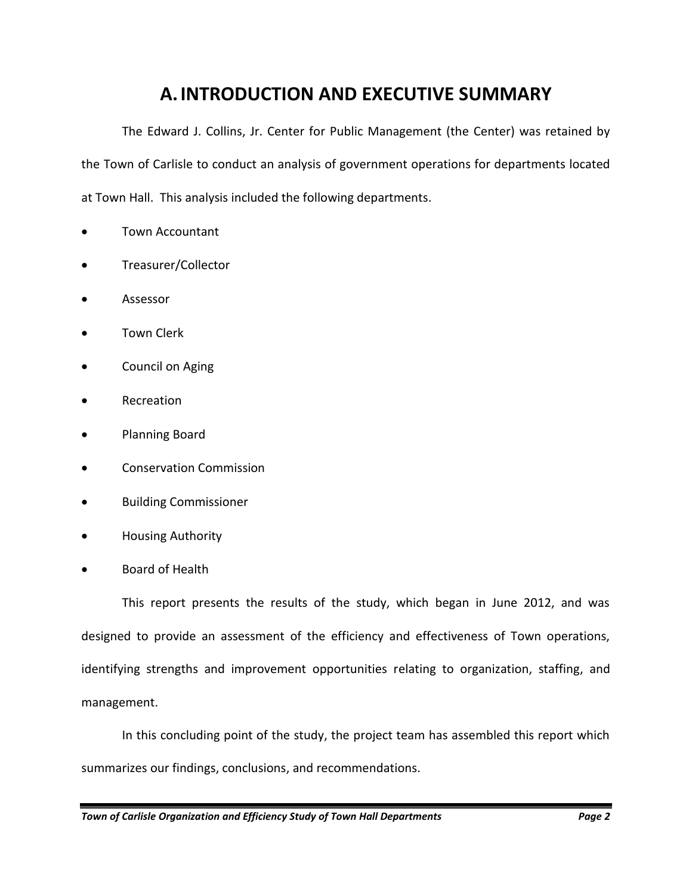# A. INTRODUCTION AND EXECUTIVE SUMMARY

The Edward J. Collins, Jr. Center for Public Management (the Center) was retained by the Town of Carlisle to conduct an analysis of government operations for departments located at Town Hall. This analysis included the following departments.

- Town Accountant
- Treasurer/Collector
- Assessor
- Town Clerk
- Council on Aging
- Recreation
- Planning Board
- Conservation Commission
- Building Commissioner
- Housing Authority
- Board of Health

This report presents the results of the study, which began in June 2012, and was designed to provide an assessment of the efficiency and effectiveness of Town operations, identifying strengths and improvement opportunities relating to organization, staffing, and management.

In this concluding point of the study, the project team has assembled this report which summarizes our findings, conclusions, and recommendations.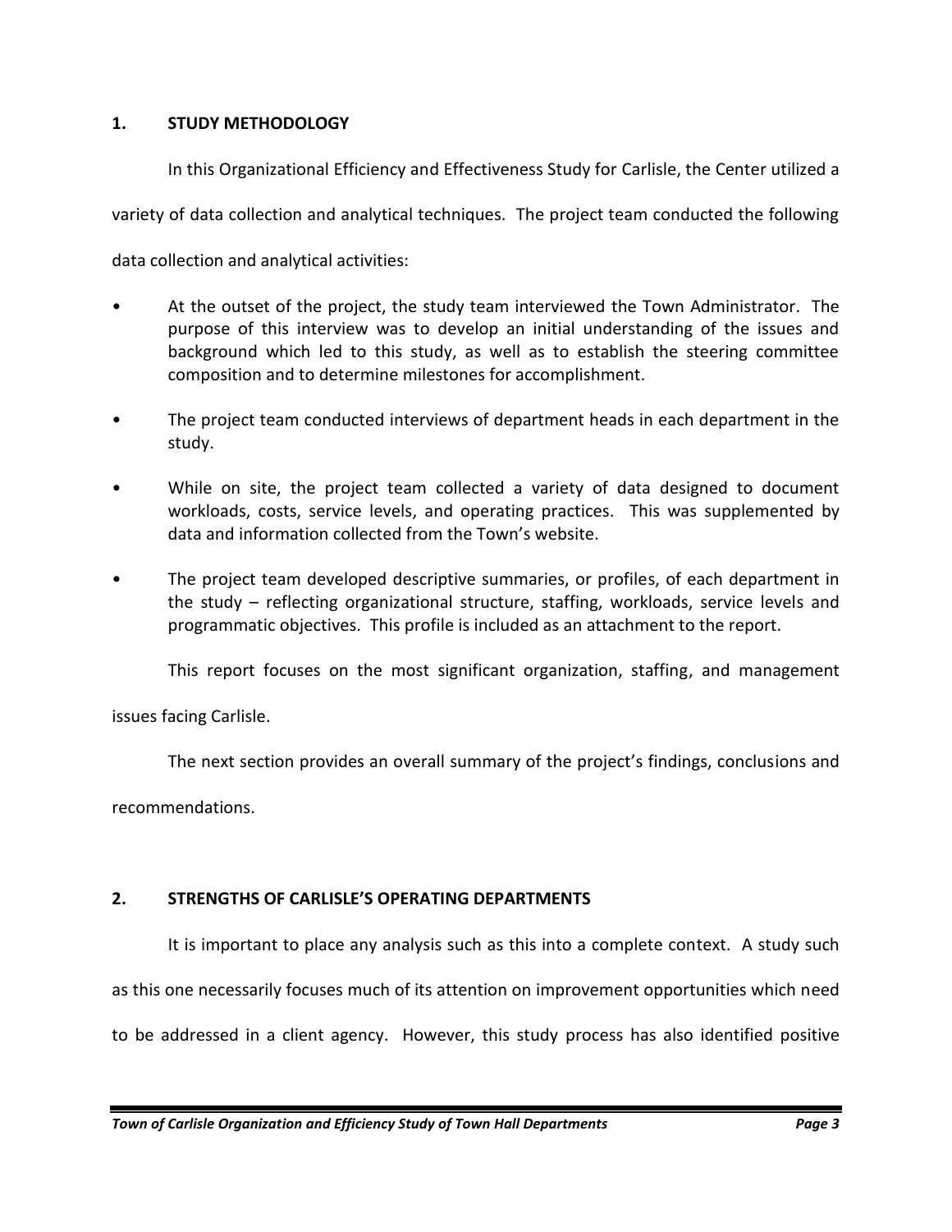## 1. STUDY METHODOLOGY

In this Organizational Efficiency and Effectiveness Study for Carlisle, the Center utilized a variety of data collection and analytical techniques. The project team conducted the following data collection and analytical activities:

- At the outset of the project, the study team interviewed the Town Administrator. The purpose of this interview was to develop an initial understanding of the issues and background which led to this study, as well as to establish the steering committee composition and to determine milestones for accomplishment.
- The project team conducted interviews of department heads in each department in the study.
- While on site, the project team collected a variety of data designed to document workloads, costs, service levels, and operating practices. This was supplemented by data and information collected from the Town's website.
- The project team developed descriptive summaries, or profiles, of each department in the study – reflecting organizational structure, staffing, workloads, service levels and programmatic objectives. This profile is included as an attachment to the report.

This report focuses on the most significant organization, staffing, and management issues facing Carlisle.

The next section provides an overall summary of the project's findings, conclusions and recommendations.

## 2. STRENGTHS OF CARLISLE'S OPERATING DEPARTMENTS

It is important to place any analysis such as this into a complete context. A study such as this one necessarily focuses much of its attention on improvement opportunities which need to be addressed in a client agency. However, this study process has also identified positive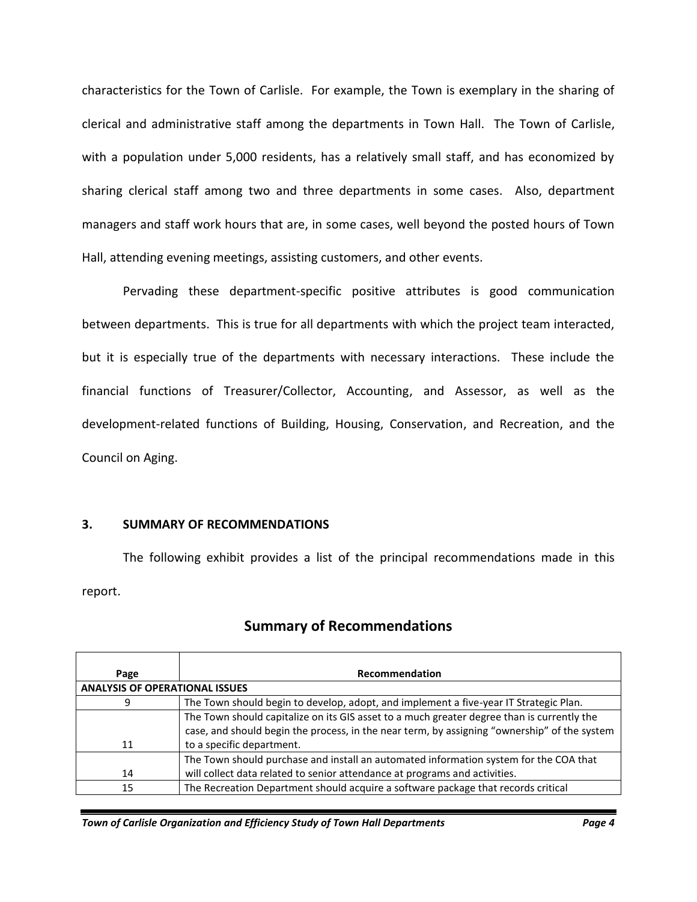characteristics for the Town of Carlisle. For example, the Town is exemplary in the sharing of clerical and administrative staff among the departments in Town Hall. The Town of Carlisle, with a population under 5,000 residents, has a relatively small staff, and has economized by sharing clerical staff among two and three departments in some cases. Also, department managers and staff work hours that are, in some cases, well beyond the posted hours of Town Hall, attending evening meetings, assisting customers, and other events.

Pervading these department-specific positive attributes is good communication between departments. This is true for all departments with which the project team interacted, but it is especially true of the departments with necessary interactions. These include the financial functions of Treasurer/Collector, Accounting, and Assessor, as well as the development-related functions of Building, Housing, Conservation, and Recreation, and the Council on Aging.

## 3. SUMMARY OF RECOMMENDATIONS

The following exhibit provides a list of the principal recommendations made in this report.

### Summary of Recommendations

| Page | Recommendation |
|---|---|
| **ANALYSIS OF OPERATIONAL ISSUES** | |
| 9 | The Town should begin to develop, adopt, and implement a five-year IT Strategic Plan. |
| 11 | The Town should capitalize on its GIS asset to a much greater degree than is currently the case, and should begin the process, in the near term, by assigning "ownership" of the system to a specific department. |
| 14 | The Town should purchase and install an automated information system for the COA that will collect data related to senior attendance at programs and activities. |
| 15 | The Recreation Department should acquire a software package that records critical |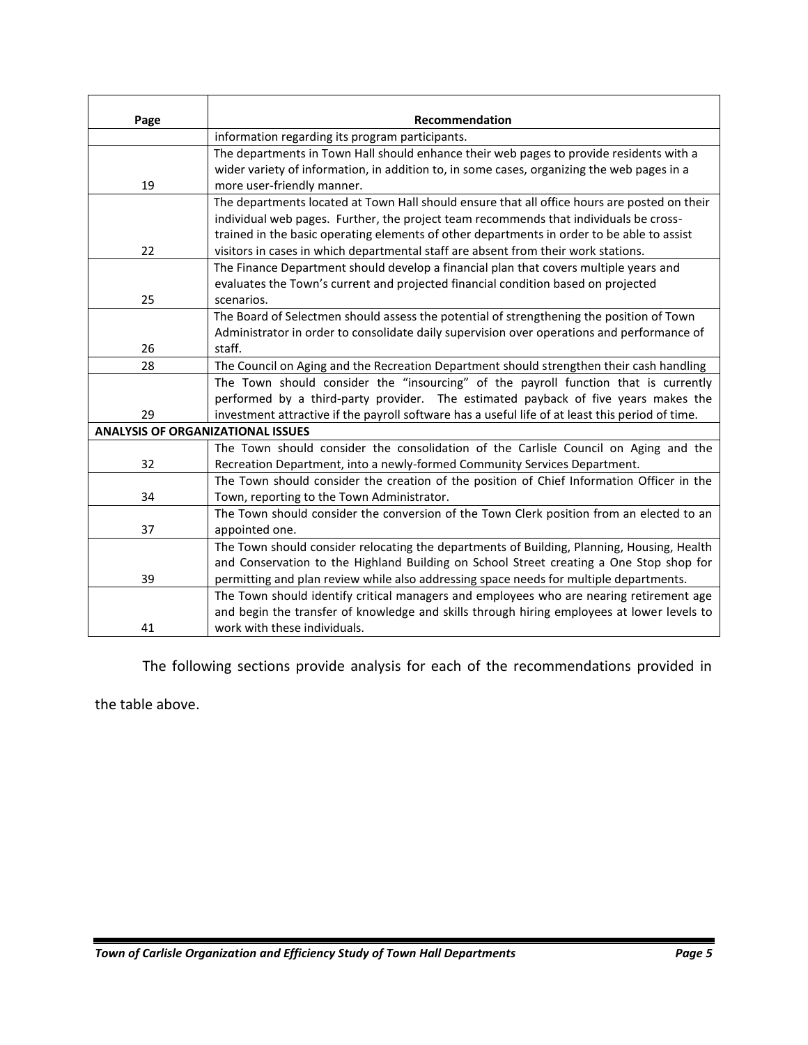| Page | Recommendation |
|---|---|
| | information regarding its program participants. |
| 19 | The departments in Town Hall should enhance their web pages to provide residents with a wider variety of information, in addition to, in some cases, organizing the web pages in a more user-friendly manner. |
| 22 | The departments located at Town Hall should ensure that all office hours are posted on their individual web pages. Further, the project team recommends that individuals be cross-trained in the basic operating elements of other departments in order to be able to assist visitors in cases in which departmental staff are absent from their work stations. |
| 25 | The Finance Department should develop a financial plan that covers multiple years and evaluates the Town's current and projected financial condition based on projected scenarios. |
| 26 | The Board of Selectmen should assess the potential of strengthening the position of Town Administrator in order to consolidate daily supervision over operations and performance of staff. |
| 28 | The Council on Aging and the Recreation Department should strengthen their cash handling |
| 29 | The Town should consider the "insourcing" of the payroll function that is currently performed by a third-party provider. The estimated payback of five years makes the investment attractive if the payroll software has a useful life of at least this period of time. |
| **ANALYSIS OF ORGANIZATIONAL ISSUES** | |
| 32 | The Town should consider the consolidation of the Carlisle Council on Aging and the Recreation Department, into a newly-formed Community Services Department. |
| 34 | The Town should consider the creation of the position of Chief Information Officer in the Town, reporting to the Town Administrator. |
| 37 | The Town should consider the conversion of the Town Clerk position from an elected to an appointed one. |
| 39 | The Town should consider relocating the departments of Building, Planning, Housing, Health and Conservation to the Highland Building on School Street creating a One Stop shop for permitting and plan review while also addressing space needs for multiple departments. |
| 41 | The Town should identify critical managers and employees who are nearing retirement age and begin the transfer of knowledge and skills through hiring employees at lower levels to work with these individuals. |

The following sections provide analysis for each of the recommendations provided in the table above.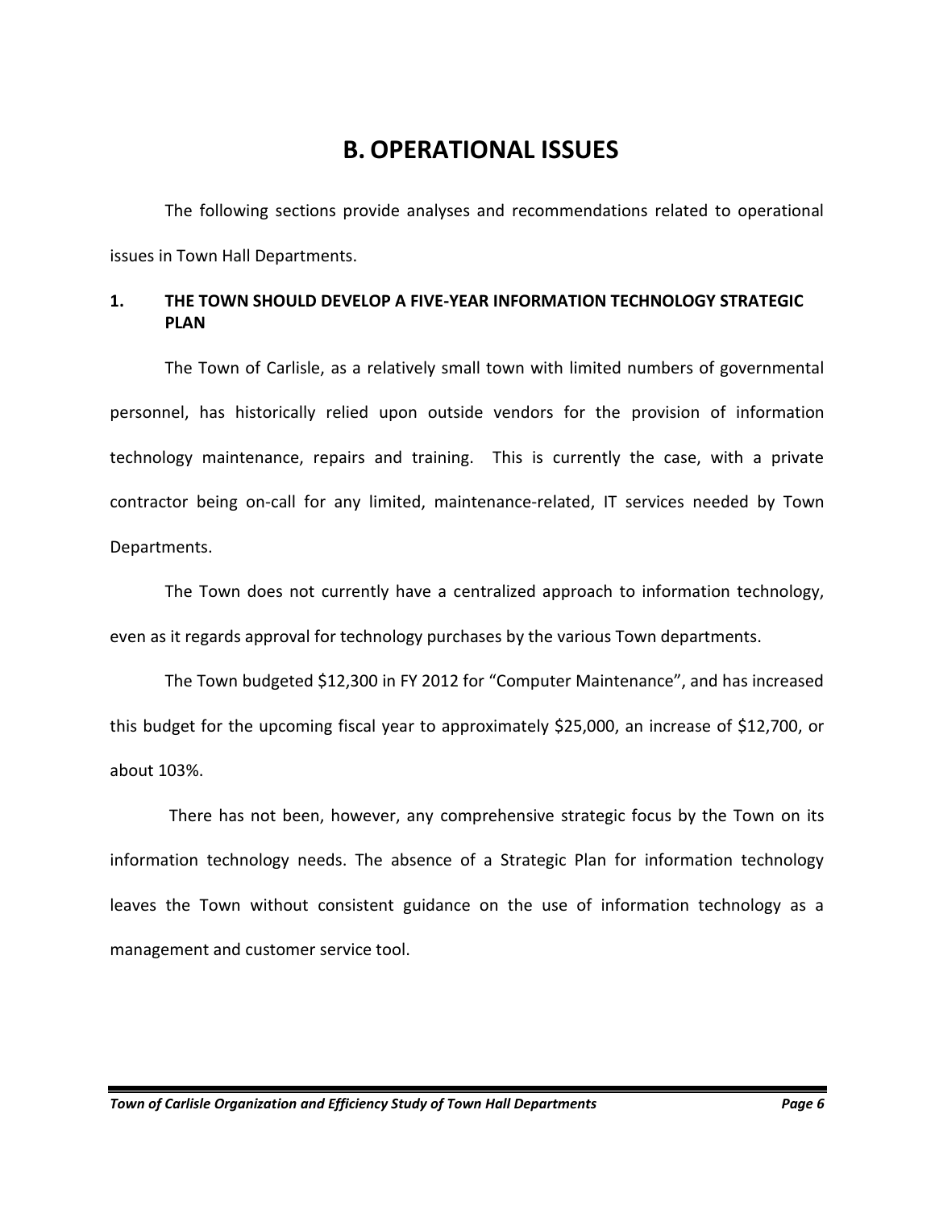# B. OPERATIONAL ISSUES

The following sections provide analyses and recommendations related to operational issues in Town Hall Departments.

## 1. THE TOWN SHOULD DEVELOP A FIVE-YEAR INFORMATION TECHNOLOGY STRATEGIC PLAN

The Town of Carlisle, as a relatively small town with limited numbers of governmental personnel, has historically relied upon outside vendors for the provision of information technology maintenance, repairs and training. This is currently the case, with a private contractor being on-call for any limited, maintenance-related, IT services needed by Town Departments.

The Town does not currently have a centralized approach to information technology, even as it regards approval for technology purchases by the various Town departments.

The Town budgeted $12,300 in FY 2012 for "Computer Maintenance", and has increased this budget for the upcoming fiscal year to approximately $25,000, an increase of $12,700, or about 103%.

There has not been, however, any comprehensive strategic focus by the Town on its information technology needs. The absence of a Strategic Plan for information technology leaves the Town without consistent guidance on the use of information technology as a management and customer service tool.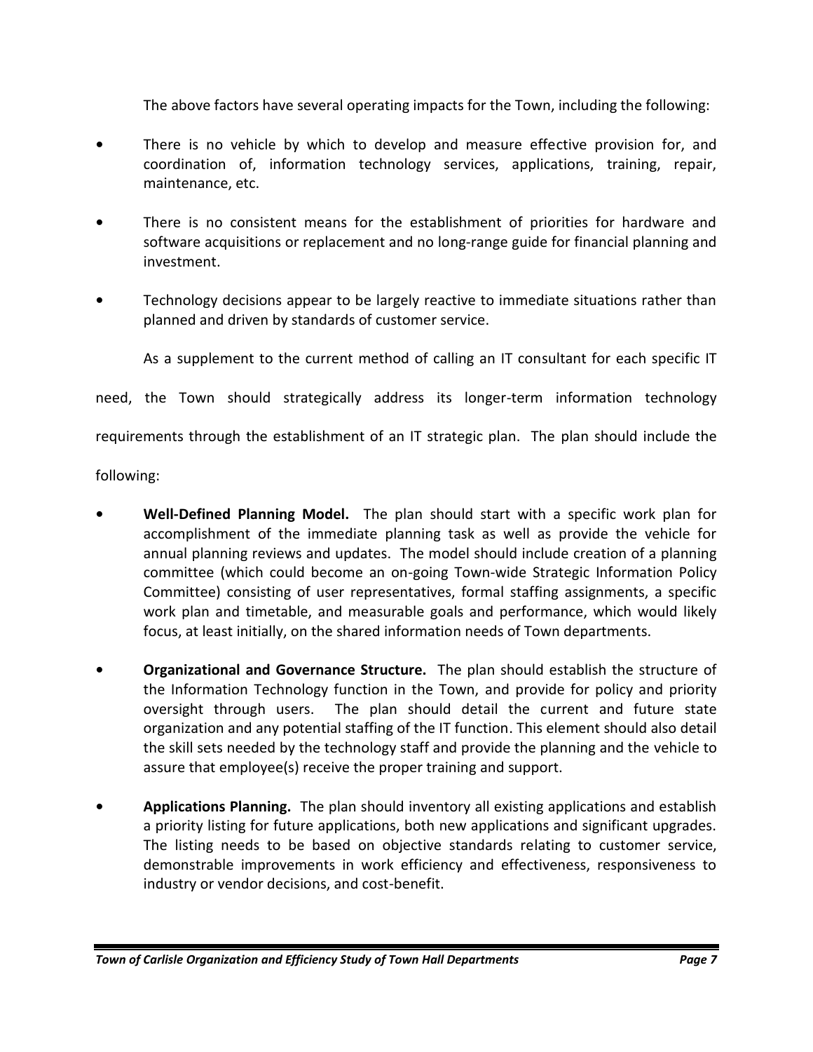The above factors have several operating impacts for the Town, including the following:

- There is no vehicle by which to develop and measure effective provision for, and coordination of, information technology services, applications, training, repair, maintenance, etc.

- There is no consistent means for the establishment of priorities for hardware and software acquisitions or replacement and no long-range guide for financial planning and investment.

- Technology decisions appear to be largely reactive to immediate situations rather than planned and driven by standards of customer service.

As a supplement to the current method of calling an IT consultant for each specific IT need, the Town should strategically address its longer-term information technology requirements through the establishment of an IT strategic plan. The plan should include the following:

- **Well-Defined Planning Model.** The plan should start with a specific work plan for accomplishment of the immediate planning task as well as provide the vehicle for annual planning reviews and updates. The model should include creation of a planning committee (which could become an on-going Town-wide Strategic Information Policy Committee) consisting of user representatives, formal staffing assignments, a specific work plan and timetable, and measurable goals and performance, which would likely focus, at least initially, on the shared information needs of Town departments.

- **Organizational and Governance Structure.** The plan should establish the structure of the Information Technology function in the Town, and provide for policy and priority oversight through users. The plan should detail the current and future state organization and any potential staffing of the IT function. This element should also detail the skill sets needed by the technology staff and provide the planning and the vehicle to assure that employee(s) receive the proper training and support.

- **Applications Planning.** The plan should inventory all existing applications and establish a priority listing for future applications, both new applications and significant upgrades. The listing needs to be based on objective standards relating to customer service, demonstrable improvements in work efficiency and effectiveness, responsiveness to industry or vendor decisions, and cost-benefit.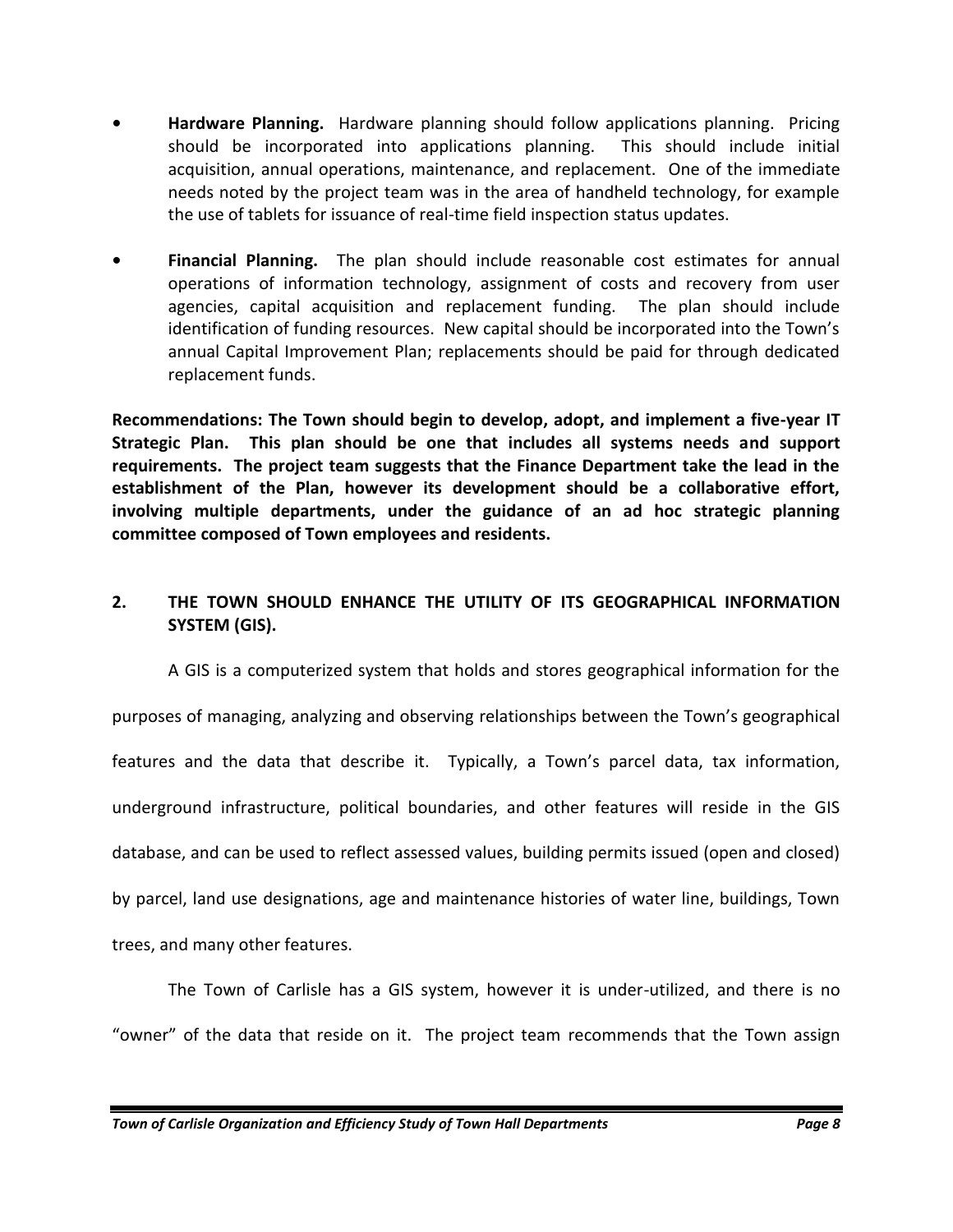- **Hardware Planning.** Hardware planning should follow applications planning. Pricing should be incorporated into applications planning. This should include initial acquisition, annual operations, maintenance, and replacement. One of the immediate needs noted by the project team was in the area of handheld technology, for example the use of tablets for issuance of real-time field inspection status updates.

- **Financial Planning.** The plan should include reasonable cost estimates for annual operations of information technology, assignment of costs and recovery from user agencies, capital acquisition and replacement funding. The plan should include identification of funding resources. New capital should be incorporated into the Town's annual Capital Improvement Plan; replacements should be paid for through dedicated replacement funds.

**Recommendations: The Town should begin to develop, adopt, and implement a five-year IT Strategic Plan. This plan should be one that includes all systems needs and support requirements. The project team suggests that the Finance Department take the lead in the establishment of the Plan, however its development should be a collaborative effort, involving multiple departments, under the guidance of an ad hoc strategic planning committee composed of Town employees and residents.**

## 2. THE TOWN SHOULD ENHANCE THE UTILITY OF ITS GEOGRAPHICAL INFORMATION SYSTEM (GIS).

A GIS is a computerized system that holds and stores geographical information for the purposes of managing, analyzing and observing relationships between the Town's geographical features and the data that describe it. Typically, a Town's parcel data, tax information, underground infrastructure, political boundaries, and other features will reside in the GIS database, and can be used to reflect assessed values, building permits issued (open and closed) by parcel, land use designations, age and maintenance histories of water line, buildings, Town trees, and many other features.

The Town of Carlisle has a GIS system, however it is under-utilized, and there is no "owner" of the data that reside on it. The project team recommends that the Town assign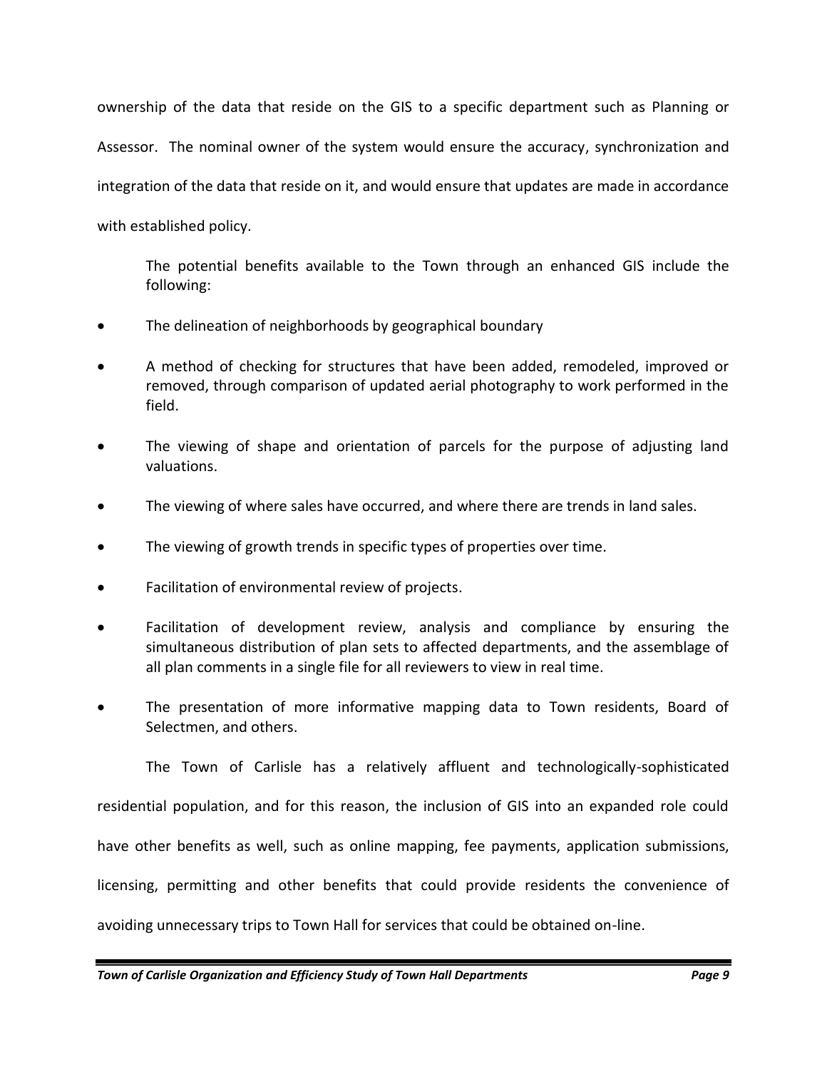ownership of the data that reside on the GIS to a specific department such as Planning or Assessor. The nominal owner of the system would ensure the accuracy, synchronization and integration of the data that reside on it, and would ensure that updates are made in accordance with established policy.

The potential benefits available to the Town through an enhanced GIS include the following:

- The delineation of neighborhoods by geographical boundary
- A method of checking for structures that have been added, remodeled, improved or removed, through comparison of updated aerial photography to work performed in the field.
- The viewing of shape and orientation of parcels for the purpose of adjusting land valuations.
- The viewing of where sales have occurred, and where there are trends in land sales.
- The viewing of growth trends in specific types of properties over time.
- Facilitation of environmental review of projects.
- Facilitation of development review, analysis and compliance by ensuring the simultaneous distribution of plan sets to affected departments, and the assemblage of all plan comments in a single file for all reviewers to view in real time.
- The presentation of more informative mapping data to Town residents, Board of Selectmen, and others.

The Town of Carlisle has a relatively affluent and technologically-sophisticated residential population, and for this reason, the inclusion of GIS into an expanded role could have other benefits as well, such as online mapping, fee payments, application submissions, licensing, permitting and other benefits that could provide residents the convenience of avoiding unnecessary trips to Town Hall for services that could be obtained on-line.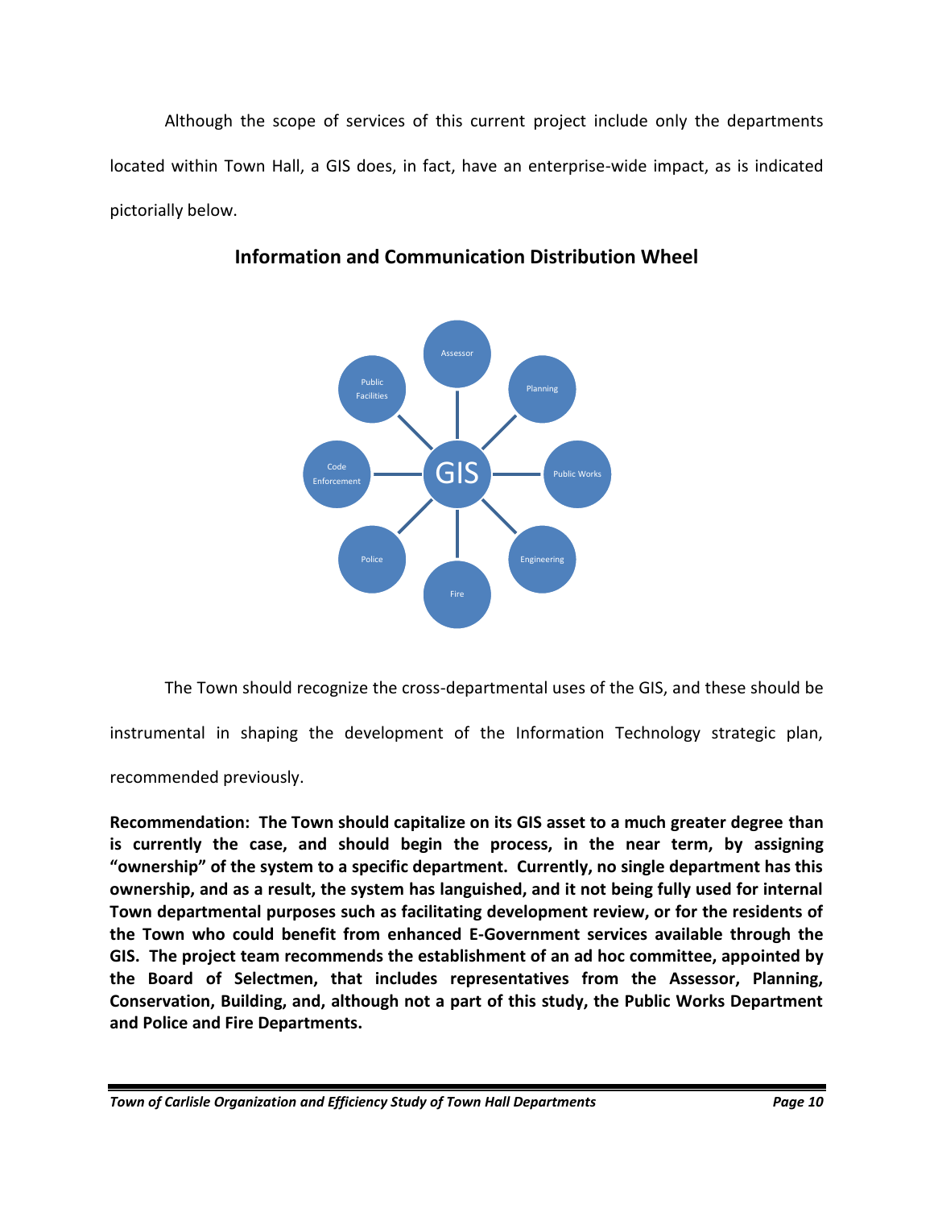Although the scope of services of this current project include only the departments located within Town Hall, a GIS does, in fact, have an enterprise-wide impact, as is indicated pictorially below.

## Information and Communication Distribution Wheel

GIS

Assessor

Planning

Public Works

Engineering

Fire

Police

Code Enforcement

Public Facilities

The Town should recognize the cross-departmental uses of the GIS, and these should be instrumental in shaping the development of the Information Technology strategic plan, recommended previously.

**Recommendation: The Town should capitalize on its GIS asset to a much greater degree than is currently the case, and should begin the process, in the near term, by assigning "ownership" of the system to a specific department. Currently, no single department has this ownership, and as a result, the system has languished, and it not being fully used for internal Town departmental purposes such as facilitating development review, or for the residents of the Town who could benefit from enhanced E-Government services available through the GIS. The project team recommends the establishment of an ad hoc committee, appointed by the Board of Selectmen, that includes representatives from the Assessor, Planning, Conservation, Building, and, although not a part of this study, the Public Works Department and Police and Fire Departments.**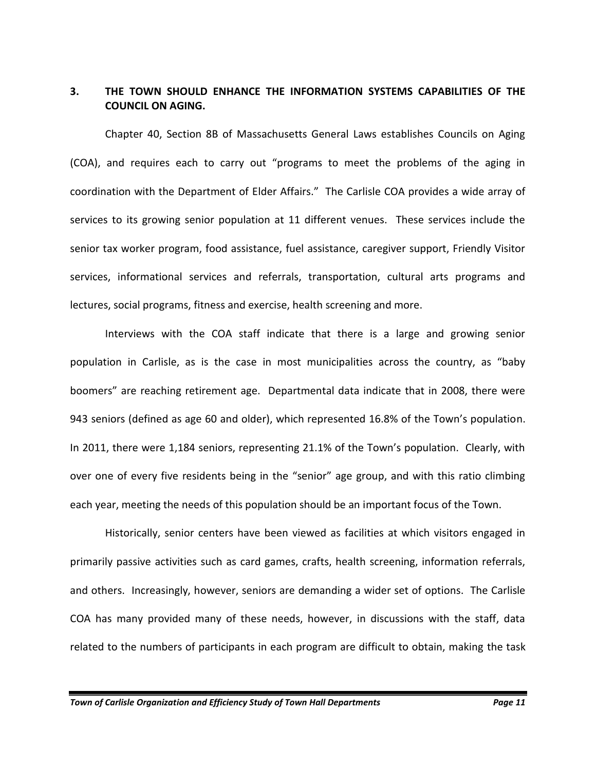## 3. THE TOWN SHOULD ENHANCE THE INFORMATION SYSTEMS CAPABILITIES OF THE COUNCIL ON AGING.

Chapter 40, Section 8B of Massachusetts General Laws establishes Councils on Aging (COA), and requires each to carry out "programs to meet the problems of the aging in coordination with the Department of Elder Affairs." The Carlisle COA provides a wide array of services to its growing senior population at 11 different venues. These services include the senior tax worker program, food assistance, fuel assistance, caregiver support, Friendly Visitor services, informational services and referrals, transportation, cultural arts programs and lectures, social programs, fitness and exercise, health screening and more.

Interviews with the COA staff indicate that there is a large and growing senior population in Carlisle, as is the case in most municipalities across the country, as "baby boomers" are reaching retirement age. Departmental data indicate that in 2008, there were 943 seniors (defined as age 60 and older), which represented 16.8% of the Town's population. In 2011, there were 1,184 seniors, representing 21.1% of the Town's population. Clearly, with over one of every five residents being in the "senior" age group, and with this ratio climbing each year, meeting the needs of this population should be an important focus of the Town.

Historically, senior centers have been viewed as facilities at which visitors engaged in primarily passive activities such as card games, crafts, health screening, information referrals, and others. Increasingly, however, seniors are demanding a wider set of options. The Carlisle COA has many provided many of these needs, however, in discussions with the staff, data related to the numbers of participants in each program are difficult to obtain, making the task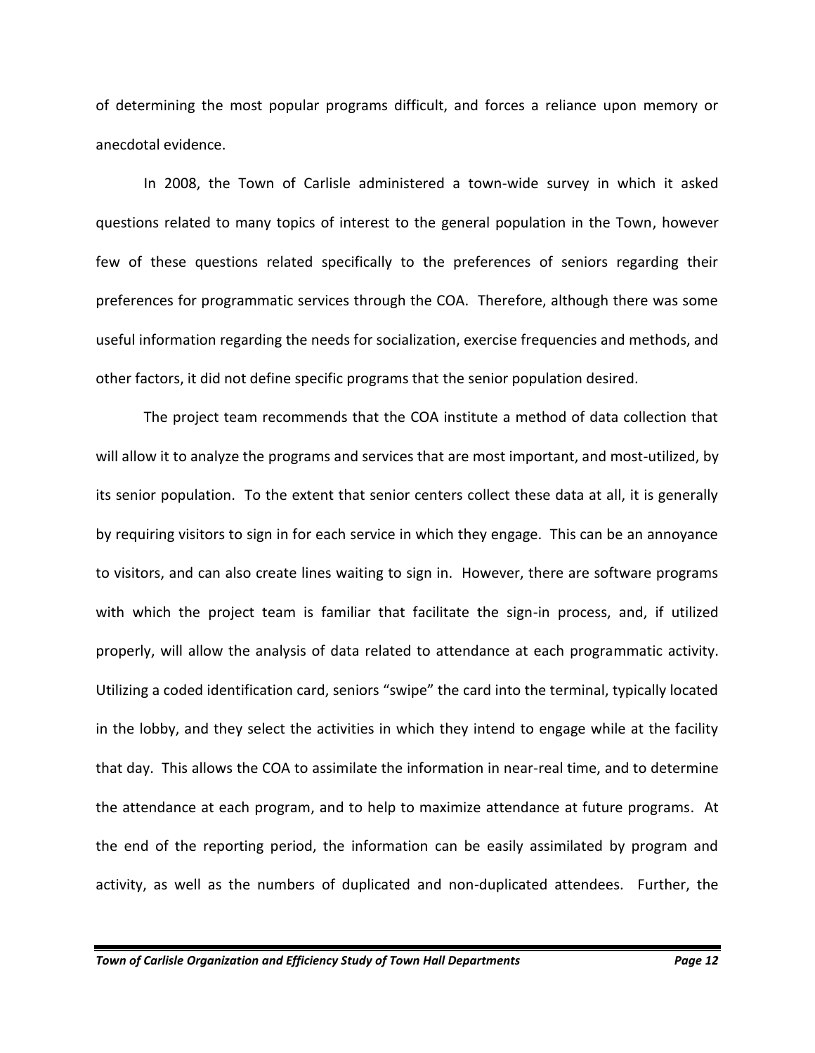of determining the most popular programs difficult, and forces a reliance upon memory or anecdotal evidence.

In 2008, the Town of Carlisle administered a town-wide survey in which it asked questions related to many topics of interest to the general population in the Town, however few of these questions related specifically to the preferences of seniors regarding their preferences for programmatic services through the COA. Therefore, although there was some useful information regarding the needs for socialization, exercise frequencies and methods, and other factors, it did not define specific programs that the senior population desired.

The project team recommends that the COA institute a method of data collection that will allow it to analyze the programs and services that are most important, and most-utilized, by its senior population. To the extent that senior centers collect these data at all, it is generally by requiring visitors to sign in for each service in which they engage. This can be an annoyance to visitors, and can also create lines waiting to sign in. However, there are software programs with which the project team is familiar that facilitate the sign-in process, and, if utilized properly, will allow the analysis of data related to attendance at each programmatic activity. Utilizing a coded identification card, seniors "swipe" the card into the terminal, typically located in the lobby, and they select the activities in which they intend to engage while at the facility that day. This allows the COA to assimilate the information in near-real time, and to determine the attendance at each program, and to help to maximize attendance at future programs. At the end of the reporting period, the information can be easily assimilated by program and activity, as well as the numbers of duplicated and non-duplicated attendees. Further, the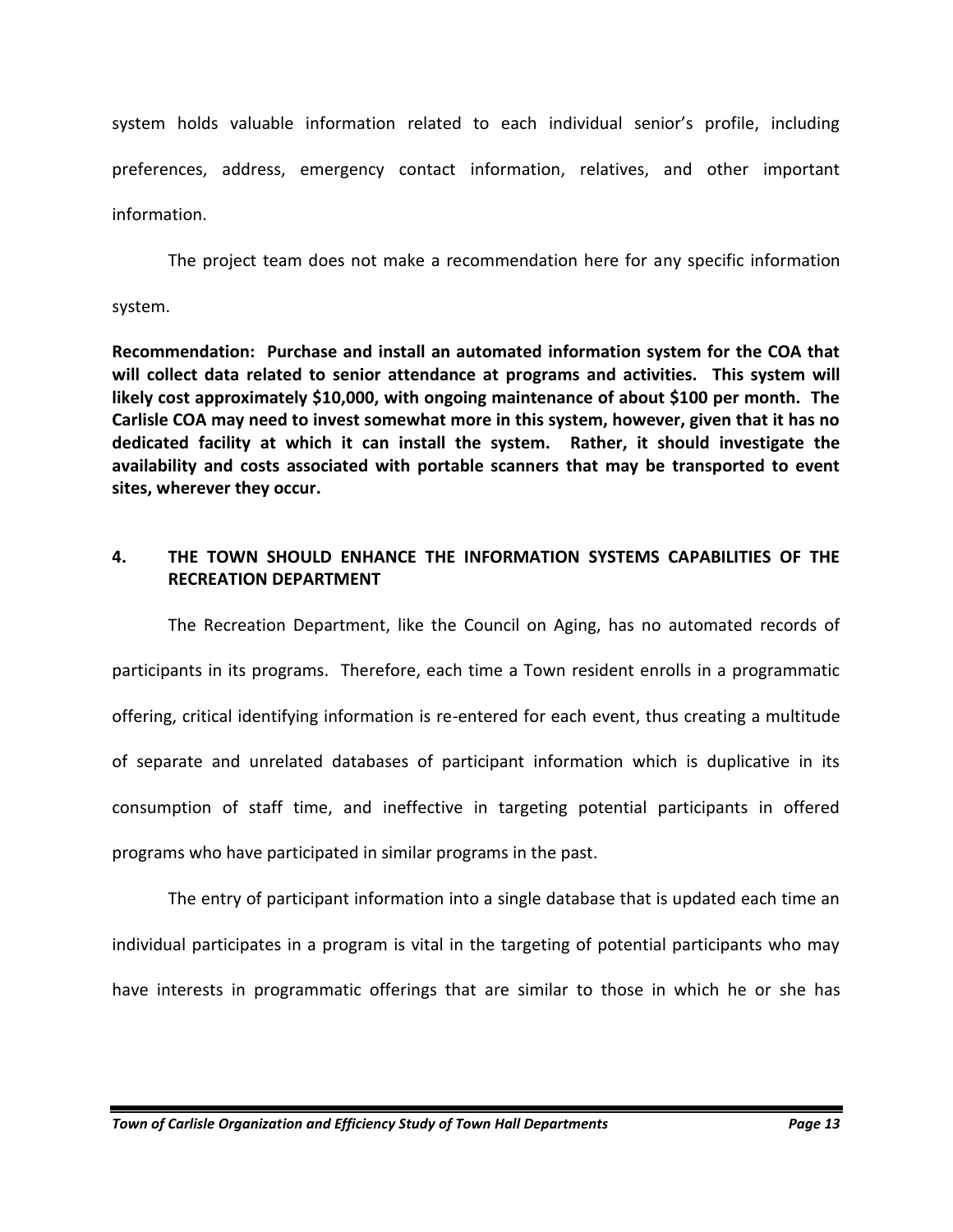system holds valuable information related to each individual senior's profile, including preferences, address, emergency contact information, relatives, and other important information.

The project team does not make a recommendation here for any specific information system.

**Recommendation: Purchase and install an automated information system for the COA that will collect data related to senior attendance at programs and activities. This system will likely cost approximately $10,000, with ongoing maintenance of about $100 per month. The Carlisle COA may need to invest somewhat more in this system, however, given that it has no dedicated facility at which it can install the system. Rather, it should investigate the availability and costs associated with portable scanners that may be transported to event sites, wherever they occur.**

## 4. THE TOWN SHOULD ENHANCE THE INFORMATION SYSTEMS CAPABILITIES OF THE RECREATION DEPARTMENT

The Recreation Department, like the Council on Aging, has no automated records of participants in its programs. Therefore, each time a Town resident enrolls in a programmatic offering, critical identifying information is re-entered for each event, thus creating a multitude of separate and unrelated databases of participant information which is duplicative in its consumption of staff time, and ineffective in targeting potential participants in offered programs who have participated in similar programs in the past.

The entry of participant information into a single database that is updated each time an individual participates in a program is vital in the targeting of potential participants who may have interests in programmatic offerings that are similar to those in which he or she has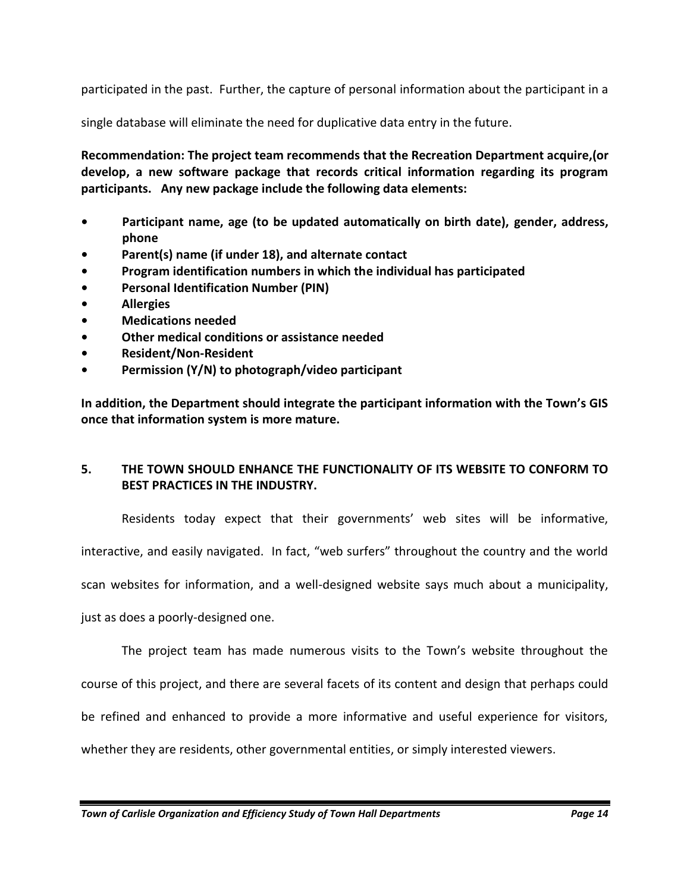participated in the past. Further, the capture of personal information about the participant in a single database will eliminate the need for duplicative data entry in the future.

**Recommendation: The project team recommends that the Recreation Department acquire,(or develop, a new software package that records critical information regarding its program participants. Any new package include the following data elements:**

- **Participant name, age (to be updated automatically on birth date), gender, address, phone**
- **Parent(s) name (if under 18), and alternate contact**
- **Program identification numbers in which the individual has participated**
- **Personal Identification Number (PIN)**
- **Allergies**
- **Medications needed**
- **Other medical conditions or assistance needed**
- **Resident/Non-Resident**
- **Permission (Y/N) to photograph/video participant**

**In addition, the Department should integrate the participant information with the Town's GIS once that information system is more mature.**

## 5. THE TOWN SHOULD ENHANCE THE FUNCTIONALITY OF ITS WEBSITE TO CONFORM TO BEST PRACTICES IN THE INDUSTRY.

Residents today expect that their governments' web sites will be informative, interactive, and easily navigated. In fact, "web surfers" throughout the country and the world scan websites for information, and a well-designed website says much about a municipality, just as does a poorly-designed one.

The project team has made numerous visits to the Town's website throughout the course of this project, and there are several facets of its content and design that perhaps could be refined and enhanced to provide a more informative and useful experience for visitors, whether they are residents, other governmental entities, or simply interested viewers.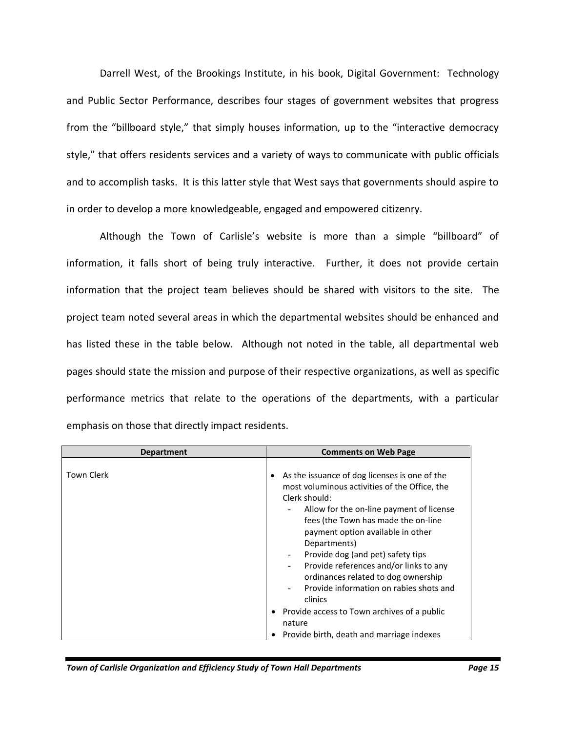Darrell West, of the Brookings Institute, in his book, Digital Government: Technology and Public Sector Performance, describes four stages of government websites that progress from the "billboard style," that simply houses information, up to the "interactive democracy style," that offers residents services and a variety of ways to communicate with public officials and to accomplish tasks. It is this latter style that West says that governments should aspire to in order to develop a more knowledgeable, engaged and empowered citizenry.

Although the Town of Carlisle's website is more than a simple "billboard" of information, it falls short of being truly interactive. Further, it does not provide certain information that the project team believes should be shared with visitors to the site. The project team noted several areas in which the departmental websites should be enhanced and has listed these in the table below. Although not noted in the table, all departmental web pages should state the mission and purpose of their respective organizations, as well as specific performance metrics that relate to the operations of the departments, with a particular emphasis on those that directly impact residents.

| Department | Comments on Web Page |
|---|---|
| Town Clerk | • As the issuance of dog licenses is one of the most voluminous activities of the Office, the Clerk should:<br>- Allow for the on-line payment of license fees (the Town has made the on-line payment option available in other Departments)<br>- Provide dog (and pet) safety tips<br>- Provide references and/or links to any ordinances related to dog ownership<br>- Provide information on rabies shots and clinics<br>• Provide access to Town archives of a public nature<br>• Provide birth, death and marriage indexes |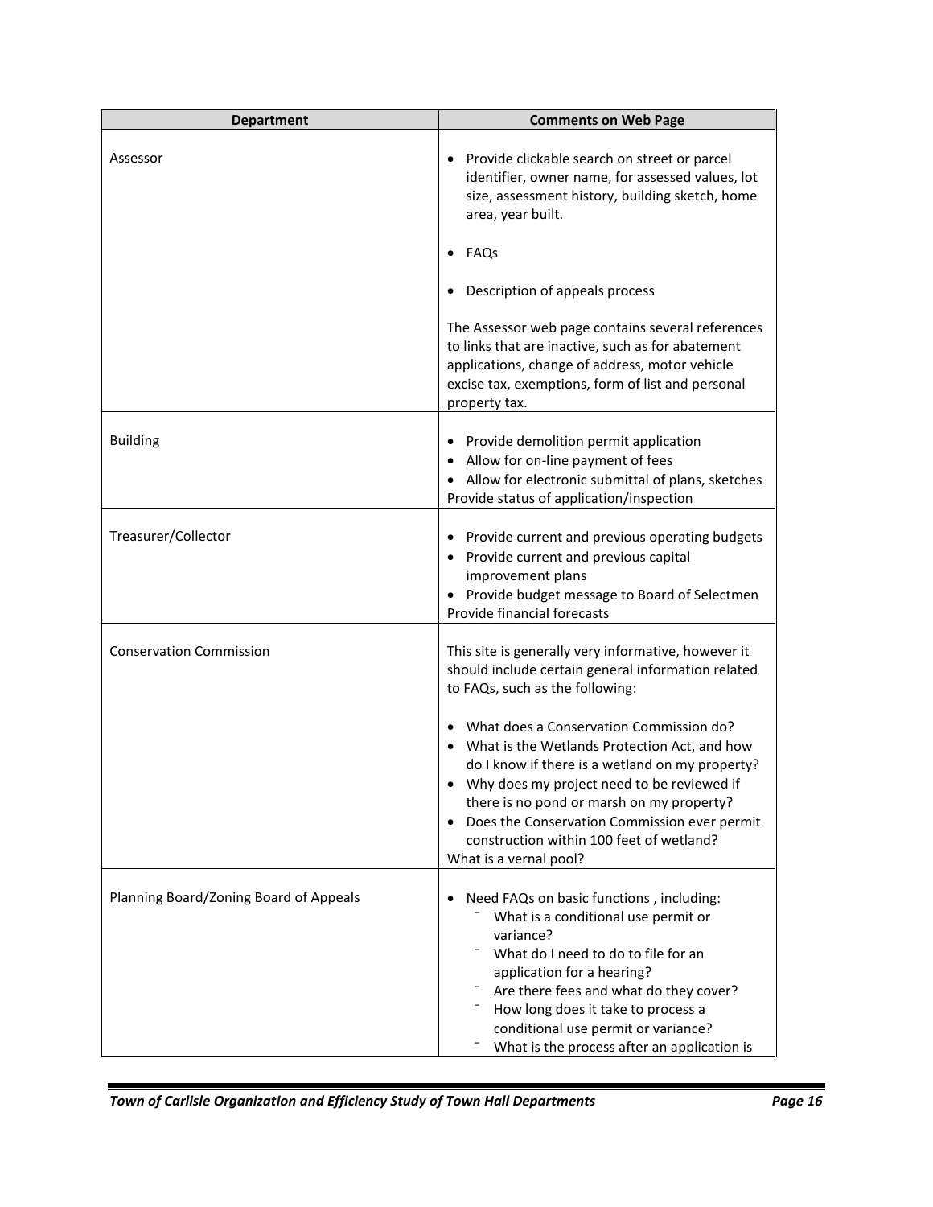| Department | Comments on Web Page |
|---|---|
| Assessor | • Provide clickable search on street or parcel identifier, owner name, for assessed values, lot size, assessment history, building sketch, home area, year built.<br><br>• FAQs<br><br>• Description of appeals process<br><br>The Assessor web page contains several references to links that are inactive, such as for abatement applications, change of address, motor vehicle excise tax, exemptions, form of list and personal property tax. |
| Building | • Provide demolition permit application<br>• Allow for on-line payment of fees<br>• Allow for electronic submittal of plans, sketches<br>Provide status of application/inspection |
| Treasurer/Collector | • Provide current and previous operating budgets<br>• Provide current and previous capital improvement plans<br>• Provide budget message to Board of Selectmen<br>Provide financial forecasts |
| Conservation Commission | This site is generally very informative, however it should include certain general information related to FAQs, such as the following:<br><br>• What does a Conservation Commission do?<br>• What is the Wetlands Protection Act, and how do I know if there is a wetland on my property?<br>• Why does my project need to be reviewed if there is no pond or marsh on my property?<br>• Does the Conservation Commission ever permit construction within 100 feet of wetland?<br>What is a vernal pool? |
| Planning Board/Zoning Board of Appeals | • Need FAQs on basic functions , including:<br>- What is a conditional use permit or variance?<br>- What do I need to do to file for an application for a hearing?<br>- Are there fees and what do they cover?<br>- How long does it take to process a conditional use permit or variance?<br>- What is the process after an application is |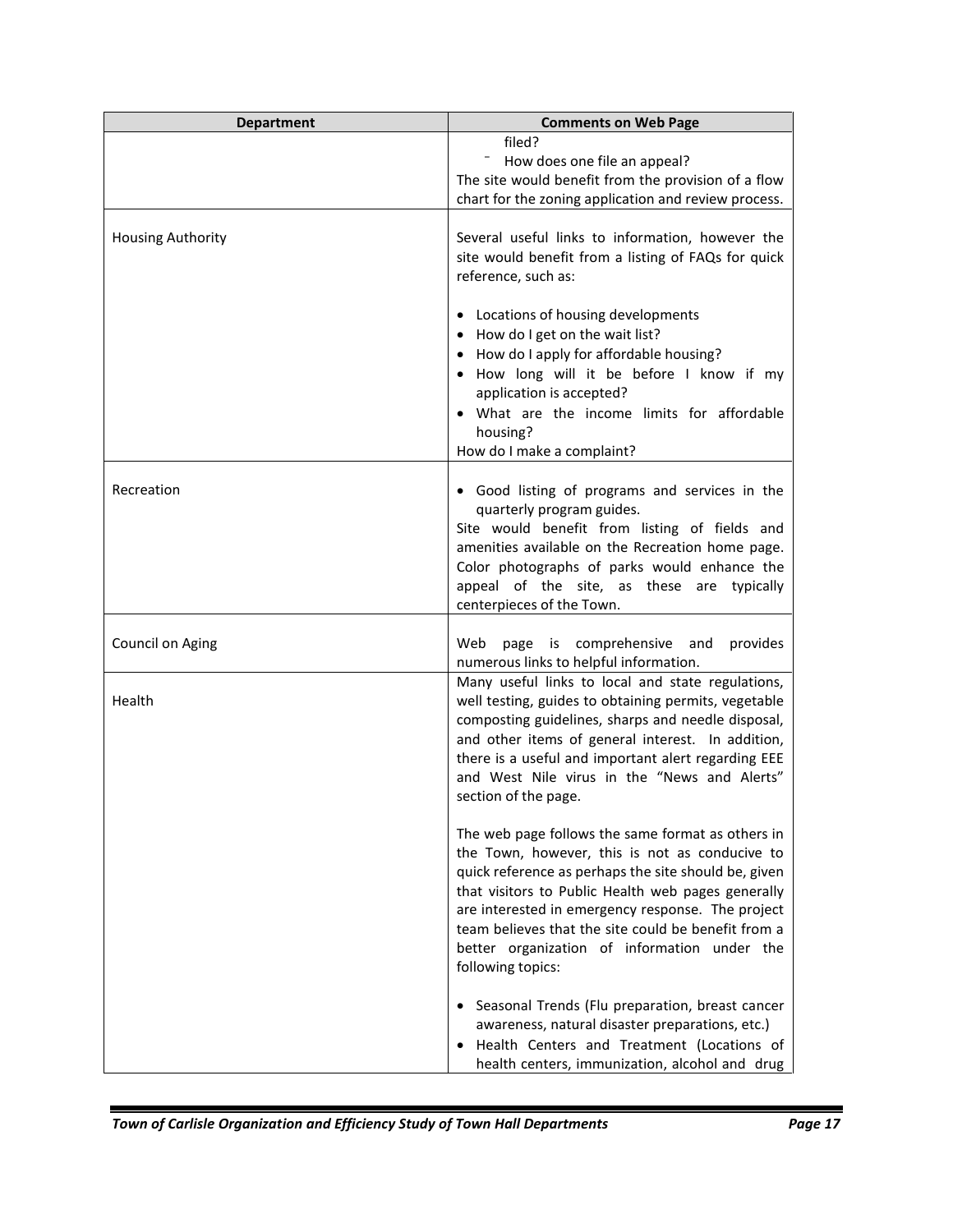| Department | Comments on Web Page |
|---|---|
| | filed?<br>- How does one file an appeal?<br>The site would benefit from the provision of a flow chart for the zoning application and review process. |
| Housing Authority | Several useful links to information, however the site would benefit from a listing of FAQs for quick reference, such as:<br><br>• Locations of housing developments<br>• How do I get on the wait list?<br>• How do I apply for affordable housing?<br>• How long will it be before I know if my application is accepted?<br>• What are the income limits for affordable housing?<br>How do I make a complaint? |
| Recreation | • Good listing of programs and services in the quarterly program guides.<br>Site would benefit from listing of fields and amenities available on the Recreation home page. Color photographs of parks would enhance the appeal of the site, as these are typically centerpieces of the Town. |
| Council on Aging | Web page is comprehensive and provides numerous links to helpful information. |
| Health | Many useful links to local and state regulations, well testing, guides to obtaining permits, vegetable composting guidelines, sharps and needle disposal, and other items of general interest. In addition, there is a useful and important alert regarding EEE and West Nile virus in the "News and Alerts" section of the page.<br><br>The web page follows the same format as others in the Town, however, this is not as conducive to quick reference as perhaps the site should be, given that visitors to Public Health web pages generally are interested in emergency response. The project team believes that the site could be benefit from a better organization of information under the following topics:<br><br>• Seasonal Trends (Flu preparation, breast cancer awareness, natural disaster preparations, etc.)<br>• Health Centers and Treatment (Locations of health centers, immunization, alcohol and drug |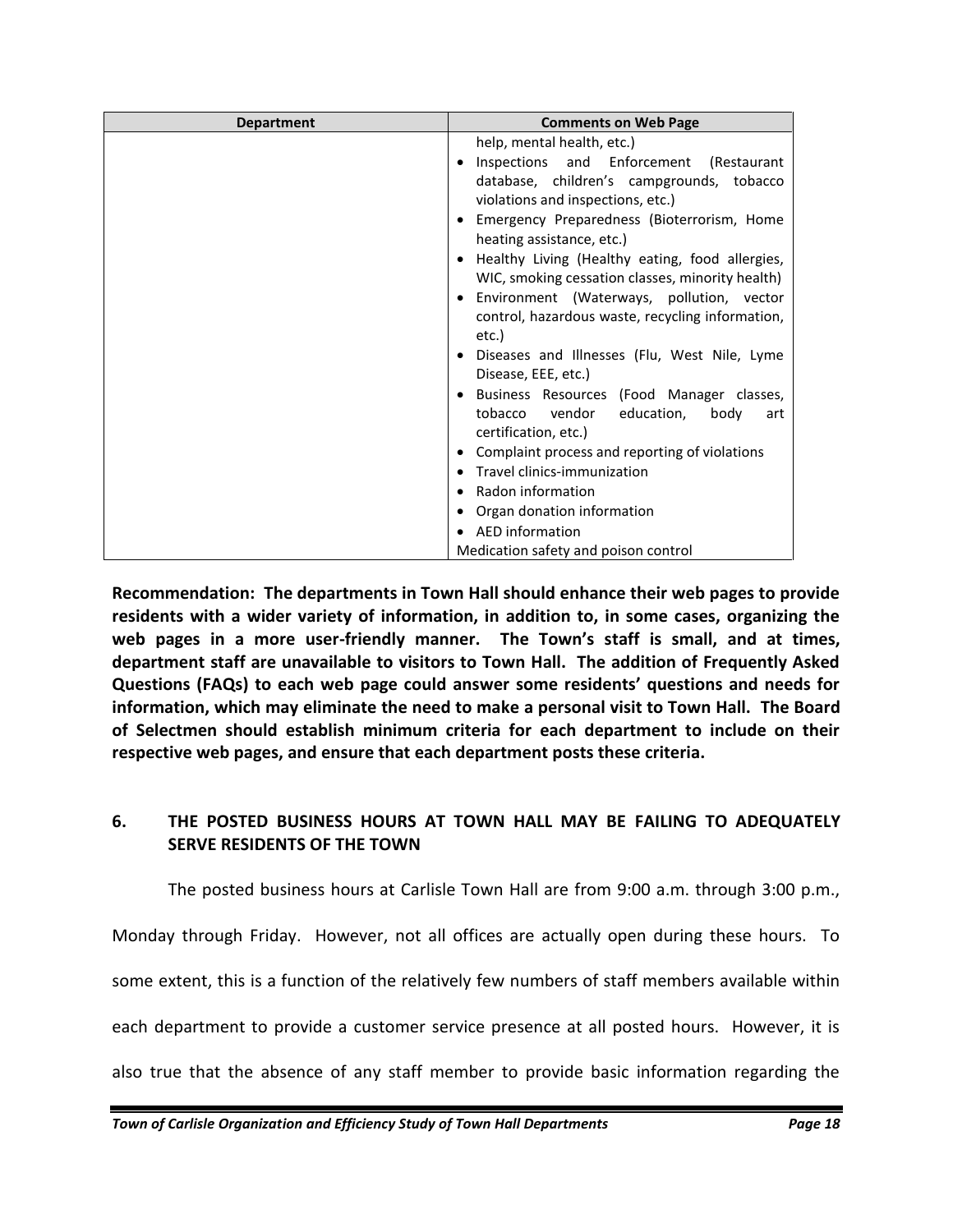| Department | Comments on Web Page |
|---|---|
| | help, mental health, etc.)<br>• Inspections and Enforcement (Restaurant database, children's campgrounds, tobacco violations and inspections, etc.)<br>• Emergency Preparedness (Bioterrorism, Home heating assistance, etc.)<br>• Healthy Living (Healthy eating, food allergies, WIC, smoking cessation classes, minority health)<br>• Environment (Waterways, pollution, vector control, hazardous waste, recycling information, etc.)<br>• Diseases and Illnesses (Flu, West Nile, Lyme Disease, EEE, etc.)<br>• Business Resources (Food Manager classes, tobacco vendor education, body art certification, etc.)<br>• Complaint process and reporting of violations<br>• Travel clinics-immunization<br>• Radon information<br>• Organ donation information<br>• AED information<br>Medication safety and poison control |

**Recommendation: The departments in Town Hall should enhance their web pages to provide residents with a wider variety of information, in addition to, in some cases, organizing the web pages in a more user-friendly manner. The Town's staff is small, and at times, department staff are unavailable to visitors to Town Hall. The addition of Frequently Asked Questions (FAQs) to each web page could answer some residents' questions and needs for information, which may eliminate the need to make a personal visit to Town Hall. The Board of Selectmen should establish minimum criteria for each department to include on their respective web pages, and ensure that each department posts these criteria.**

## 6. THE POSTED BUSINESS HOURS AT TOWN HALL MAY BE FAILING TO ADEQUATELY SERVE RESIDENTS OF THE TOWN

The posted business hours at Carlisle Town Hall are from 9:00 a.m. through 3:00 p.m., Monday through Friday. However, not all offices are actually open during these hours. To some extent, this is a function of the relatively few numbers of staff members available within each department to provide a customer service presence at all posted hours. However, it is also true that the absence of any staff member to provide basic information regarding the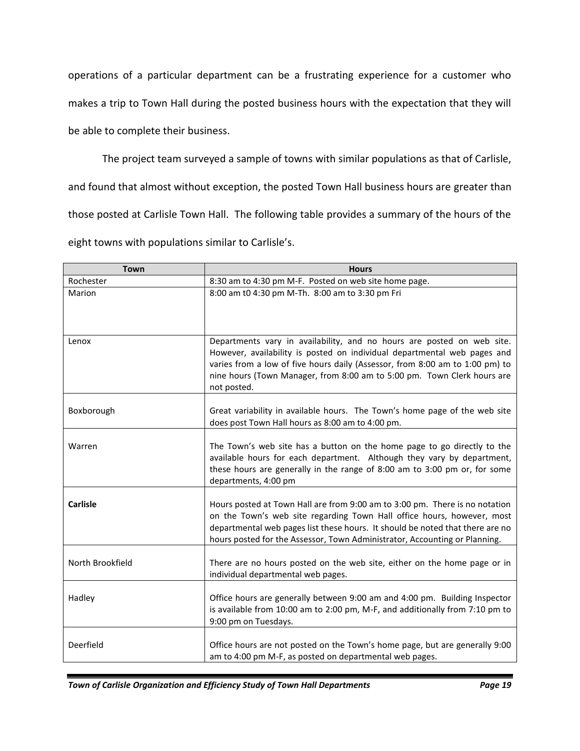operations of a particular department can be a frustrating experience for a customer who makes a trip to Town Hall during the posted business hours with the expectation that they will be able to complete their business.

The project team surveyed a sample of towns with similar populations as that of Carlisle, and found that almost without exception, the posted Town Hall business hours are greater than those posted at Carlisle Town Hall. The following table provides a summary of the hours of the eight towns with populations similar to Carlisle's.

| Town | Hours |
|---|---|
| Rochester | 8:30 am to 4:30 pm M-F. Posted on web site home page. |
| Marion | 8:00 am t0 4:30 pm M-Th. 8:00 am to 3:30 pm Fri |
| Lenox | Departments vary in availability, and no hours are posted on web site. However, availability is posted on individual departmental web pages and varies from a low of five hours daily (Assessor, from 8:00 am to 1:00 pm) to nine hours (Town Manager, from 8:00 am to 5:00 pm. Town Clerk hours are not posted. |
| Boxborough | Great variability in available hours. The Town's home page of the web site does post Town Hall hours as 8:00 am to 4:00 pm. |
| Warren | The Town's web site has a button on the home page to go directly to the available hours for each department. Although they vary by department, these hours are generally in the range of 8:00 am to 3:00 pm or, for some departments, 4:00 pm |
| **Carlisle** | Hours posted at Town Hall are from 9:00 am to 3:00 pm. There is no notation on the Town's web site regarding Town Hall office hours, however, most departmental web pages list these hours. It should be noted that there are no hours posted for the Assessor, Town Administrator, Accounting or Planning. |
| North Brookfield | There are no hours posted on the web site, either on the home page or in individual departmental web pages. |
| Hadley | Office hours are generally between 9:00 am and 4:00 pm. Building Inspector is available from 10:00 am to 2:00 pm, M-F, and additionally from 7:10 pm to 9:00 pm on Tuesdays. |
| Deerfield | Office hours are not posted on the Town's home page, but are generally 9:00 am to 4:00 pm M-F, as posted on departmental web pages. |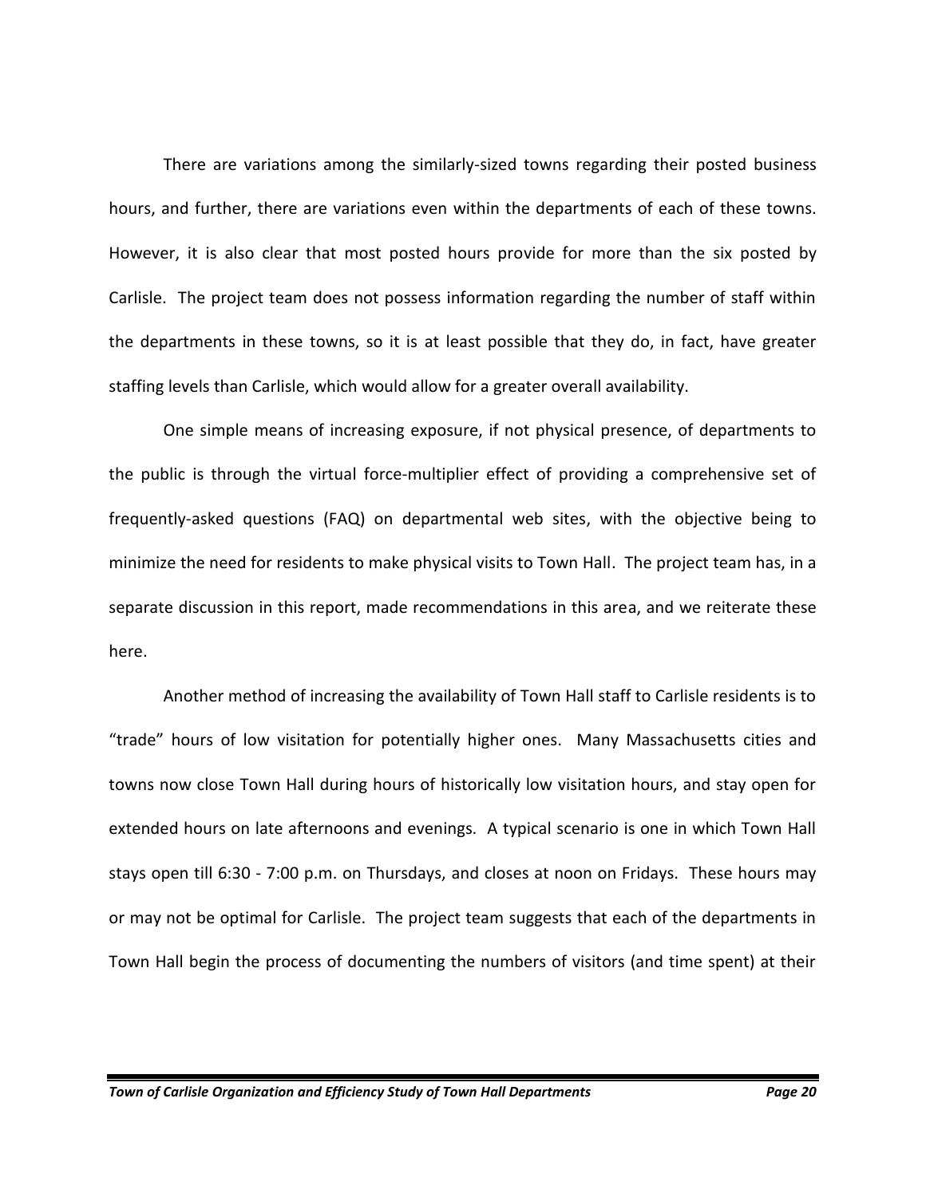There are variations among the similarly-sized towns regarding their posted business hours, and further, there are variations even within the departments of each of these towns. However, it is also clear that most posted hours provide for more than the six posted by Carlisle. The project team does not possess information regarding the number of staff within the departments in these towns, so it is at least possible that they do, in fact, have greater staffing levels than Carlisle, which would allow for a greater overall availability.

One simple means of increasing exposure, if not physical presence, of departments to the public is through the virtual force-multiplier effect of providing a comprehensive set of frequently-asked questions (FAQ) on departmental web sites, with the objective being to minimize the need for residents to make physical visits to Town Hall. The project team has, in a separate discussion in this report, made recommendations in this area, and we reiterate these here.

Another method of increasing the availability of Town Hall staff to Carlisle residents is to "trade" hours of low visitation for potentially higher ones. Many Massachusetts cities and towns now close Town Hall during hours of historically low visitation hours, and stay open for extended hours on late afternoons and evenings. A typical scenario is one in which Town Hall stays open till 6:30 - 7:00 p.m. on Thursdays, and closes at noon on Fridays. These hours may or may not be optimal for Carlisle. The project team suggests that each of the departments in Town Hall begin the process of documenting the numbers of visitors (and time spent) at their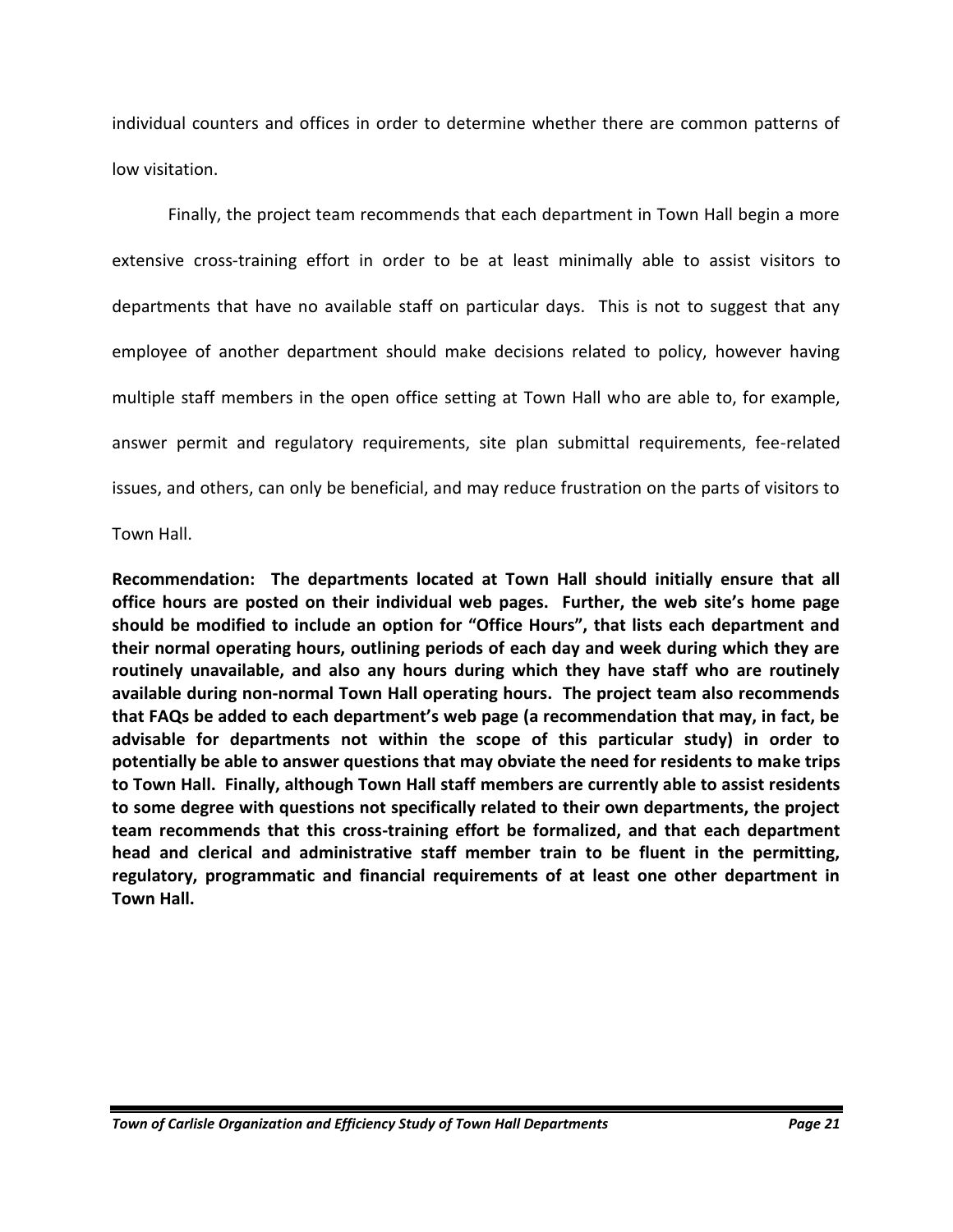individual counters and offices in order to determine whether there are common patterns of low visitation.

Finally, the project team recommends that each department in Town Hall begin a more extensive cross-training effort in order to be at least minimally able to assist visitors to departments that have no available staff on particular days. This is not to suggest that any employee of another department should make decisions related to policy, however having multiple staff members in the open office setting at Town Hall who are able to, for example, answer permit and regulatory requirements, site plan submittal requirements, fee-related issues, and others, can only be beneficial, and may reduce frustration on the parts of visitors to Town Hall.

**Recommendation: The departments located at Town Hall should initially ensure that all office hours are posted on their individual web pages. Further, the web site's home page should be modified to include an option for "Office Hours", that lists each department and their normal operating hours, outlining periods of each day and week during which they are routinely unavailable, and also any hours during which they have staff who are routinely available during non-normal Town Hall operating hours. The project team also recommends that FAQs be added to each department's web page (a recommendation that may, in fact, be advisable for departments not within the scope of this particular study) in order to potentially be able to answer questions that may obviate the need for residents to make trips to Town Hall. Finally, although Town Hall staff members are currently able to assist residents to some degree with questions not specifically related to their own departments, the project team recommends that this cross-training effort be formalized, and that each department head and clerical and administrative staff member train to be fluent in the permitting, regulatory, programmatic and financial requirements of at least one other department in Town Hall.**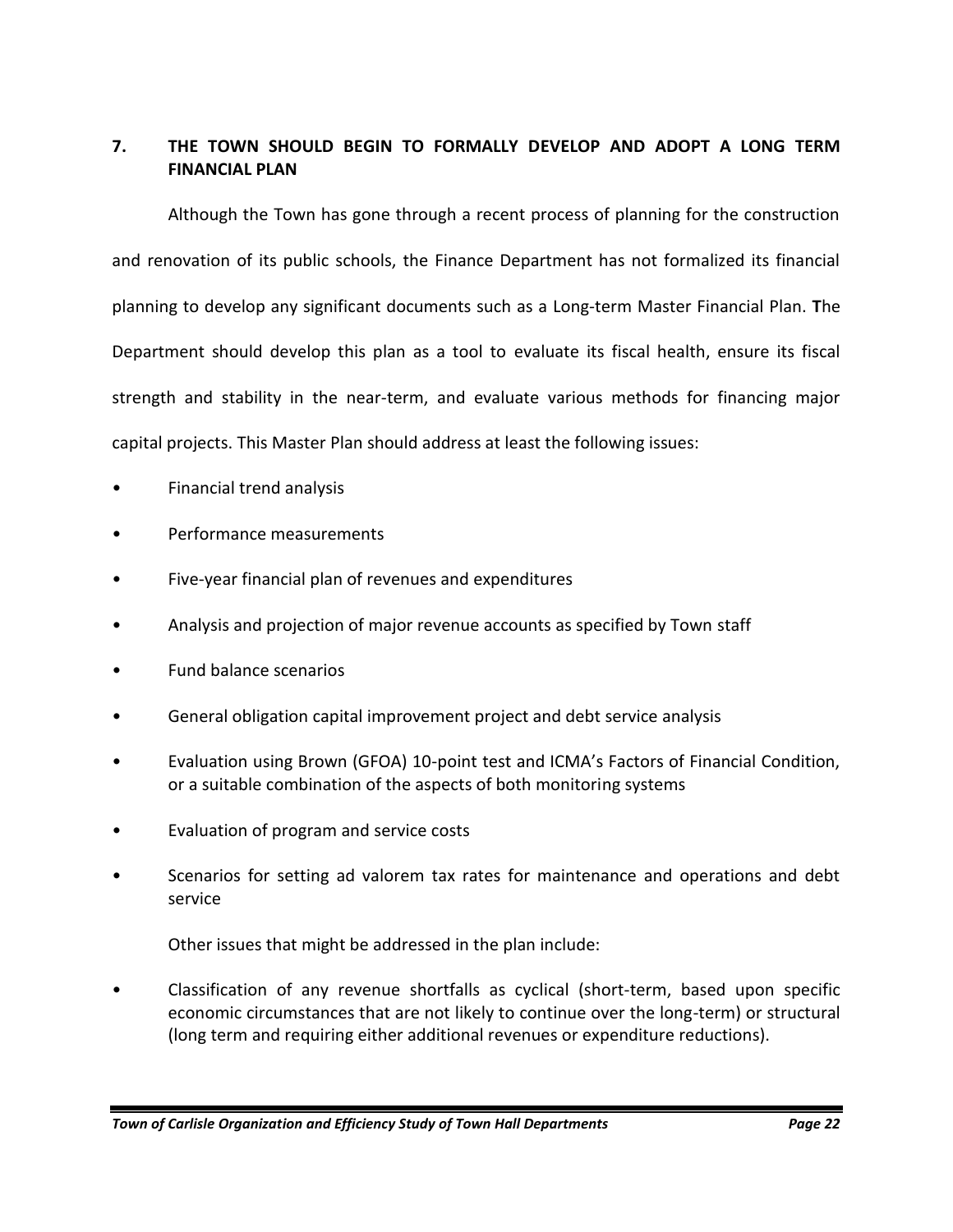## 7. THE TOWN SHOULD BEGIN TO FORMALLY DEVELOP AND ADOPT A LONG TERM FINANCIAL PLAN

Although the Town has gone through a recent process of planning for the construction and renovation of its public schools, the Finance Department has not formalized its financial planning to develop any significant documents such as a Long-term Master Financial Plan. The Department should develop this plan as a tool to evaluate its fiscal health, ensure its fiscal strength and stability in the near-term, and evaluate various methods for financing major capital projects. This Master Plan should address at least the following issues:

- Financial trend analysis
- Performance measurements
- Five-year financial plan of revenues and expenditures
- Analysis and projection of major revenue accounts as specified by Town staff
- Fund balance scenarios
- General obligation capital improvement project and debt service analysis
- Evaluation using Brown (GFOA) 10-point test and ICMA's Factors of Financial Condition, or a suitable combination of the aspects of both monitoring systems
- Evaluation of program and service costs
- Scenarios for setting ad valorem tax rates for maintenance and operations and debt service

Other issues that might be addressed in the plan include:

- Classification of any revenue shortfalls as cyclical (short-term, based upon specific economic circumstances that are not likely to continue over the long-term) or structural (long term and requiring either additional revenues or expenditure reductions).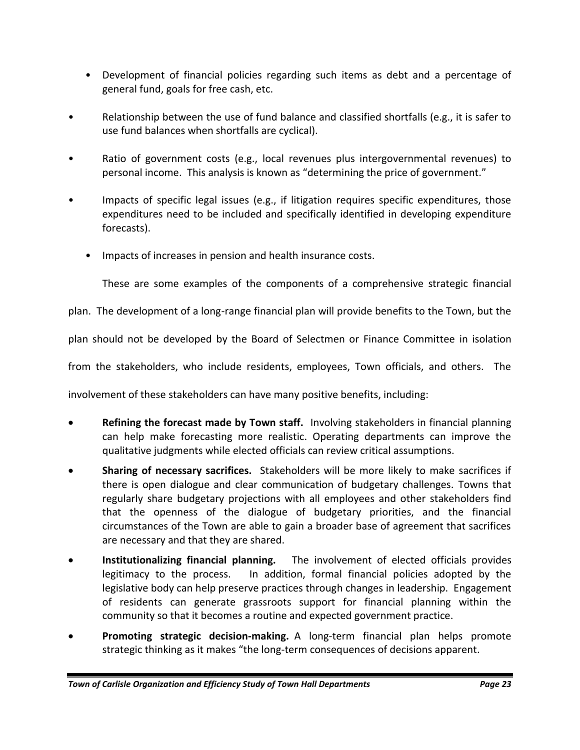- Development of financial policies regarding such items as debt and a percentage of general fund, goals for free cash, etc.
- Relationship between the use of fund balance and classified shortfalls (e.g., it is safer to use fund balances when shortfalls are cyclical).
- Ratio of government costs (e.g., local revenues plus intergovernmental revenues) to personal income. This analysis is known as "determining the price of government."
- Impacts of specific legal issues (e.g., if litigation requires specific expenditures, those expenditures need to be included and specifically identified in developing expenditure forecasts).
- Impacts of increases in pension and health insurance costs.

These are some examples of the components of a comprehensive strategic financial plan. The development of a long-range financial plan will provide benefits to the Town, but the plan should not be developed by the Board of Selectmen or Finance Committee in isolation from the stakeholders, who include residents, employees, Town officials, and others. The involvement of these stakeholders can have many positive benefits, including:

- **Refining the forecast made by Town staff.** Involving stakeholders in financial planning can help make forecasting more realistic. Operating departments can improve the qualitative judgments while elected officials can review critical assumptions.
- **Sharing of necessary sacrifices.** Stakeholders will be more likely to make sacrifices if there is open dialogue and clear communication of budgetary challenges. Towns that regularly share budgetary projections with all employees and other stakeholders find that the openness of the dialogue of budgetary priorities, and the financial circumstances of the Town are able to gain a broader base of agreement that sacrifices are necessary and that they are shared.
- **Institutionalizing financial planning.** The involvement of elected officials provides legitimacy to the process. In addition, formal financial policies adopted by the legislative body can help preserve practices through changes in leadership. Engagement of residents can generate grassroots support for financial planning within the community so that it becomes a routine and expected government practice.
- **Promoting strategic decision-making.** A long-term financial plan helps promote strategic thinking as it makes "the long-term consequences of decisions apparent.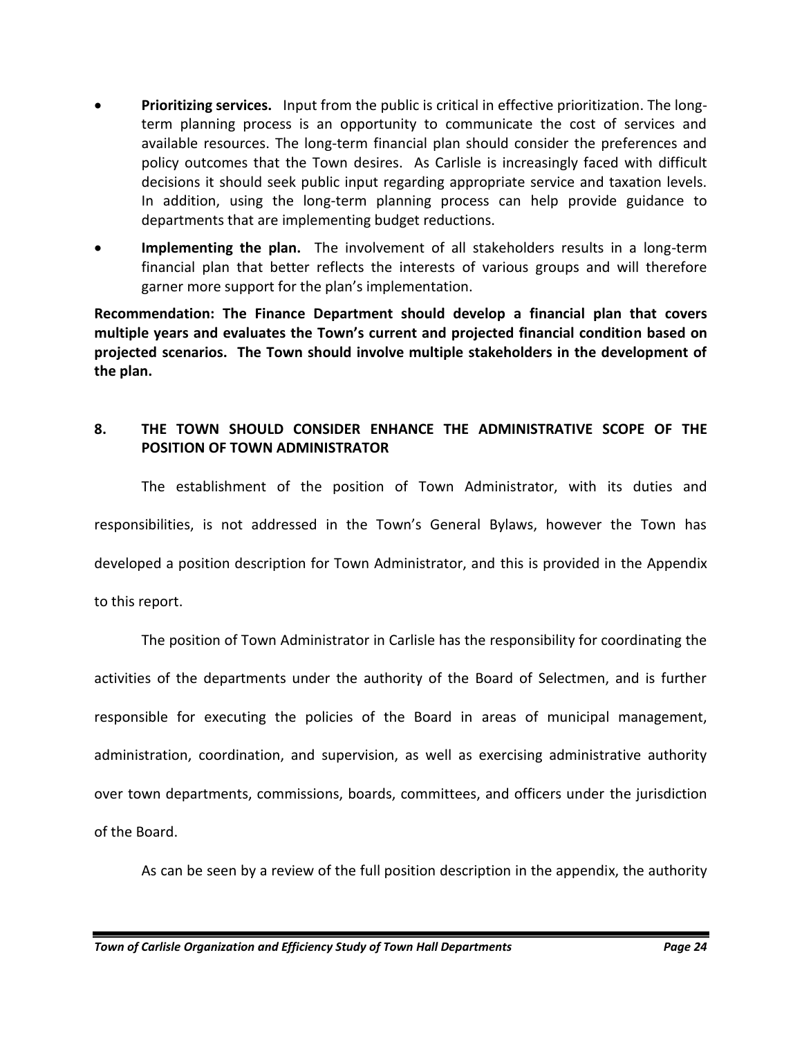- **Prioritizing services.** Input from the public is critical in effective prioritization. The long-term planning process is an opportunity to communicate the cost of services and available resources. The long-term financial plan should consider the preferences and policy outcomes that the Town desires. As Carlisle is increasingly faced with difficult decisions it should seek public input regarding appropriate service and taxation levels. In addition, using the long-term planning process can help provide guidance to departments that are implementing budget reductions.
- **Implementing the plan.** The involvement of all stakeholders results in a long-term financial plan that better reflects the interests of various groups and will therefore garner more support for the plan's implementation.

**Recommendation: The Finance Department should develop a financial plan that covers multiple years and evaluates the Town's current and projected financial condition based on projected scenarios. The Town should involve multiple stakeholders in the development of the plan.**

## 8. THE TOWN SHOULD CONSIDER ENHANCE THE ADMINISTRATIVE SCOPE OF THE POSITION OF TOWN ADMINISTRATOR

The establishment of the position of Town Administrator, with its duties and responsibilities, is not addressed in the Town's General Bylaws, however the Town has developed a position description for Town Administrator, and this is provided in the Appendix to this report.

The position of Town Administrator in Carlisle has the responsibility for coordinating the activities of the departments under the authority of the Board of Selectmen, and is further responsible for executing the policies of the Board in areas of municipal management, administration, coordination, and supervision, as well as exercising administrative authority over town departments, commissions, boards, committees, and officers under the jurisdiction of the Board.

As can be seen by a review of the full position description in the appendix, the authority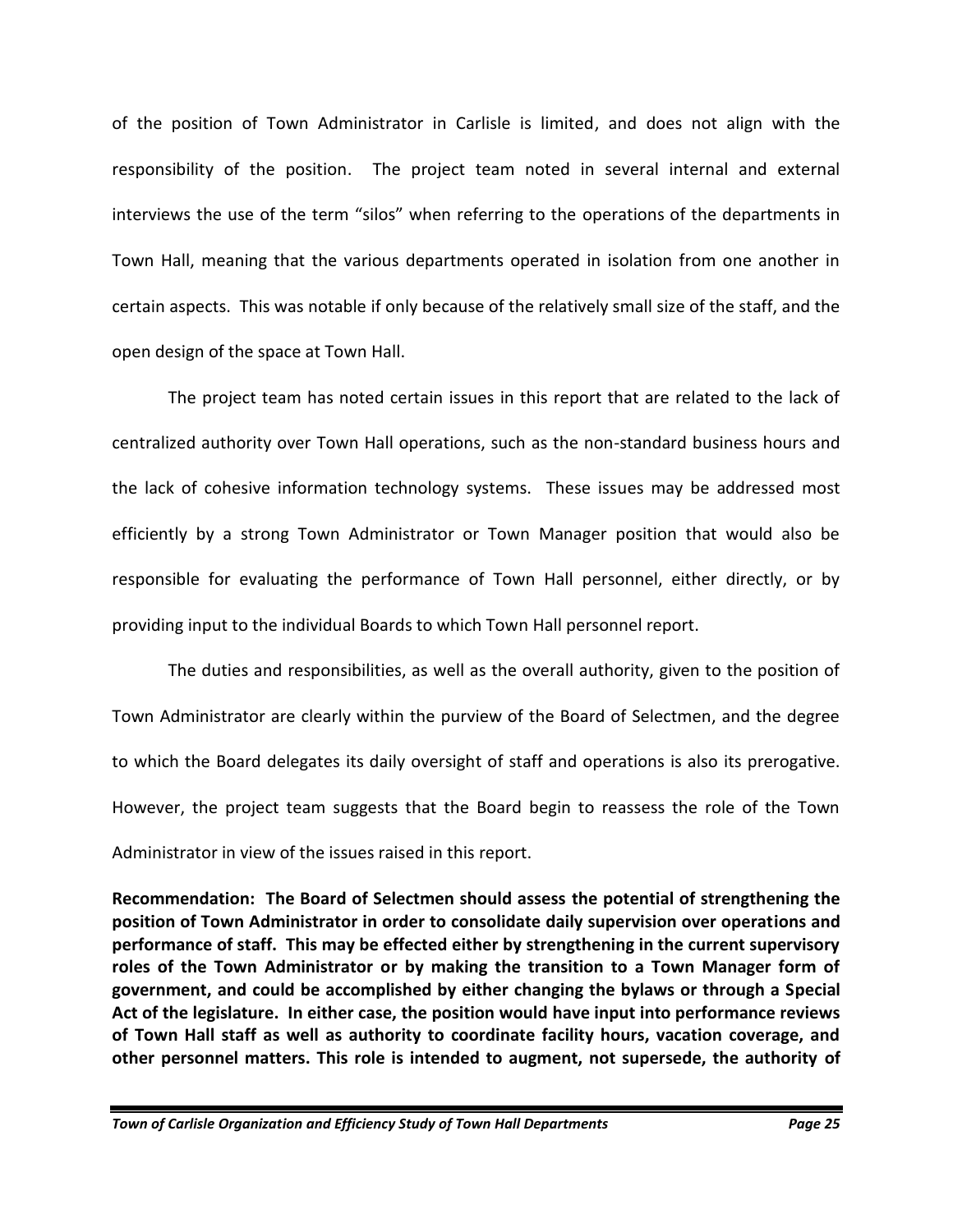of the position of Town Administrator in Carlisle is limited, and does not align with the responsibility of the position. The project team noted in several internal and external interviews the use of the term "silos" when referring to the operations of the departments in Town Hall, meaning that the various departments operated in isolation from one another in certain aspects. This was notable if only because of the relatively small size of the staff, and the open design of the space at Town Hall.

The project team has noted certain issues in this report that are related to the lack of centralized authority over Town Hall operations, such as the non-standard business hours and the lack of cohesive information technology systems. These issues may be addressed most efficiently by a strong Town Administrator or Town Manager position that would also be responsible for evaluating the performance of Town Hall personnel, either directly, or by providing input to the individual Boards to which Town Hall personnel report.

The duties and responsibilities, as well as the overall authority, given to the position of Town Administrator are clearly within the purview of the Board of Selectmen, and the degree to which the Board delegates its daily oversight of staff and operations is also its prerogative. However, the project team suggests that the Board begin to reassess the role of the Town Administrator in view of the issues raised in this report.

**Recommendation: The Board of Selectmen should assess the potential of strengthening the position of Town Administrator in order to consolidate daily supervision over operations and performance of staff. This may be effected either by strengthening in the current supervisory roles of the Town Administrator or by making the transition to a Town Manager form of government, and could be accomplished by either changing the bylaws or through a Special Act of the legislature. In either case, the position would have input into performance reviews of Town Hall staff as well as authority to coordinate facility hours, vacation coverage, and other personnel matters. This role is intended to augment, not supersede, the authority of**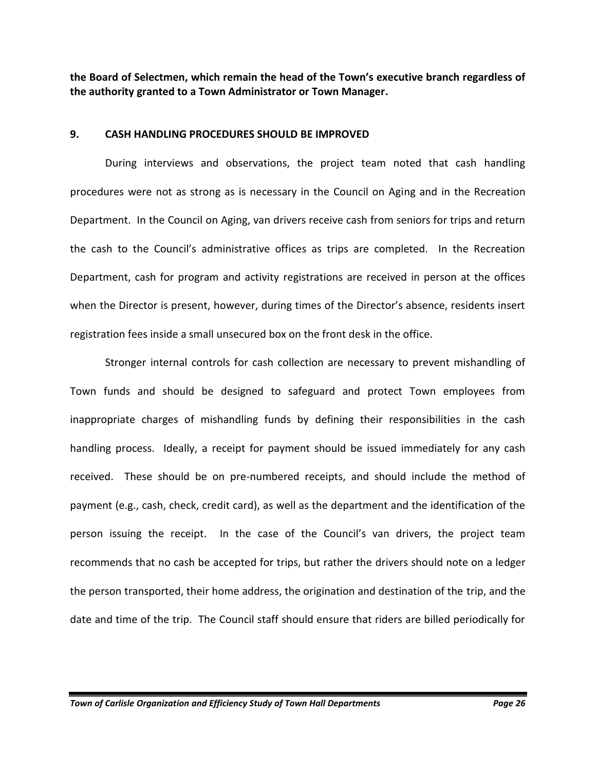**the Board of Selectmen, which remain the head of the Town's executive branch regardless of the authority granted to a Town Administrator or Town Manager.**

## 9. CASH HANDLING PROCEDURES SHOULD BE IMPROVED

During interviews and observations, the project team noted that cash handling procedures were not as strong as is necessary in the Council on Aging and in the Recreation Department. In the Council on Aging, van drivers receive cash from seniors for trips and return the cash to the Council's administrative offices as trips are completed. In the Recreation Department, cash for program and activity registrations are received in person at the offices when the Director is present, however, during times of the Director's absence, residents insert registration fees inside a small unsecured box on the front desk in the office.

Stronger internal controls for cash collection are necessary to prevent mishandling of Town funds and should be designed to safeguard and protect Town employees from inappropriate charges of mishandling funds by defining their responsibilities in the cash handling process. Ideally, a receipt for payment should be issued immediately for any cash received. These should be on pre-numbered receipts, and should include the method of payment (e.g., cash, check, credit card), as well as the department and the identification of the person issuing the receipt. In the case of the Council's van drivers, the project team recommends that no cash be accepted for trips, but rather the drivers should note on a ledger the person transported, their home address, the origination and destination of the trip, and the date and time of the trip. The Council staff should ensure that riders are billed periodically for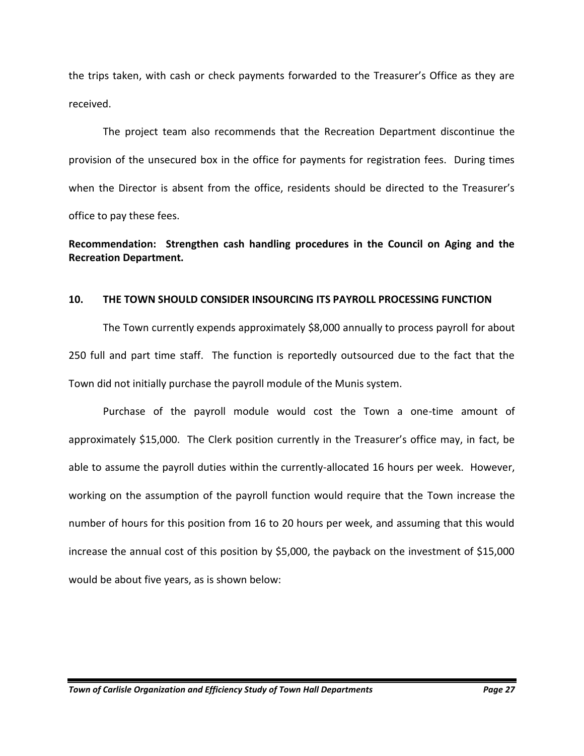the trips taken, with cash or check payments forwarded to the Treasurer's Office as they are received.

The project team also recommends that the Recreation Department discontinue the provision of the unsecured box in the office for payments for registration fees. During times when the Director is absent from the office, residents should be directed to the Treasurer's office to pay these fees.

**Recommendation: Strengthen cash handling procedures in the Council on Aging and the Recreation Department.**

### 10. THE TOWN SHOULD CONSIDER INSOURCING ITS PAYROLL PROCESSING FUNCTION

The Town currently expends approximately $8,000 annually to process payroll for about 250 full and part time staff. The function is reportedly outsourced due to the fact that the Town did not initially purchase the payroll module of the Munis system.

Purchase of the payroll module would cost the Town a one-time amount of approximately $15,000. The Clerk position currently in the Treasurer's office may, in fact, be able to assume the payroll duties within the currently-allocated 16 hours per week. However, working on the assumption of the payroll function would require that the Town increase the number of hours for this position from 16 to 20 hours per week, and assuming that this would increase the annual cost of this position by $5,000, the payback on the investment of $15,000 would be about five years, as is shown below: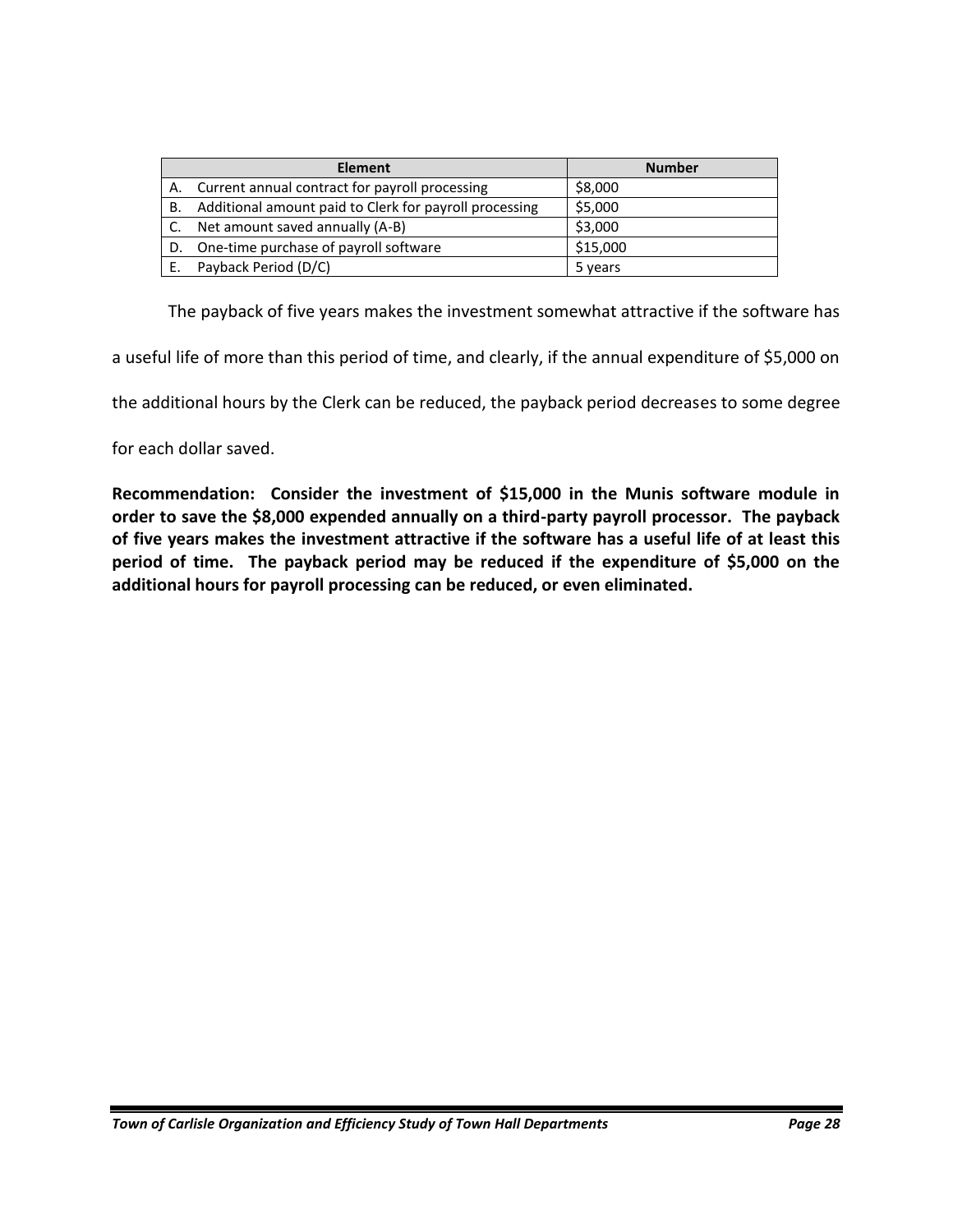| Element | Number |
|---|---|
| A. Current annual contract for payroll processing | $8,000 |
| B. Additional amount paid to Clerk for payroll processing | $5,000 |
| C. Net amount saved annually (A-B) | $3,000 |
| D. One-time purchase of payroll software | $15,000 |
| E. Payback Period (D/C) | 5 years |

The payback of five years makes the investment somewhat attractive if the software has a useful life of more than this period of time, and clearly, if the annual expenditure of $5,000 on the additional hours by the Clerk can be reduced, the payback period decreases to some degree for each dollar saved.

**Recommendation: Consider the investment of $15,000 in the Munis software module in order to save the $8,000 expended annually on a third-party payroll processor. The payback of five years makes the investment attractive if the software has a useful life of at least this period of time. The payback period may be reduced if the expenditure of $5,000 on the additional hours for payroll processing can be reduced, or even eliminated.**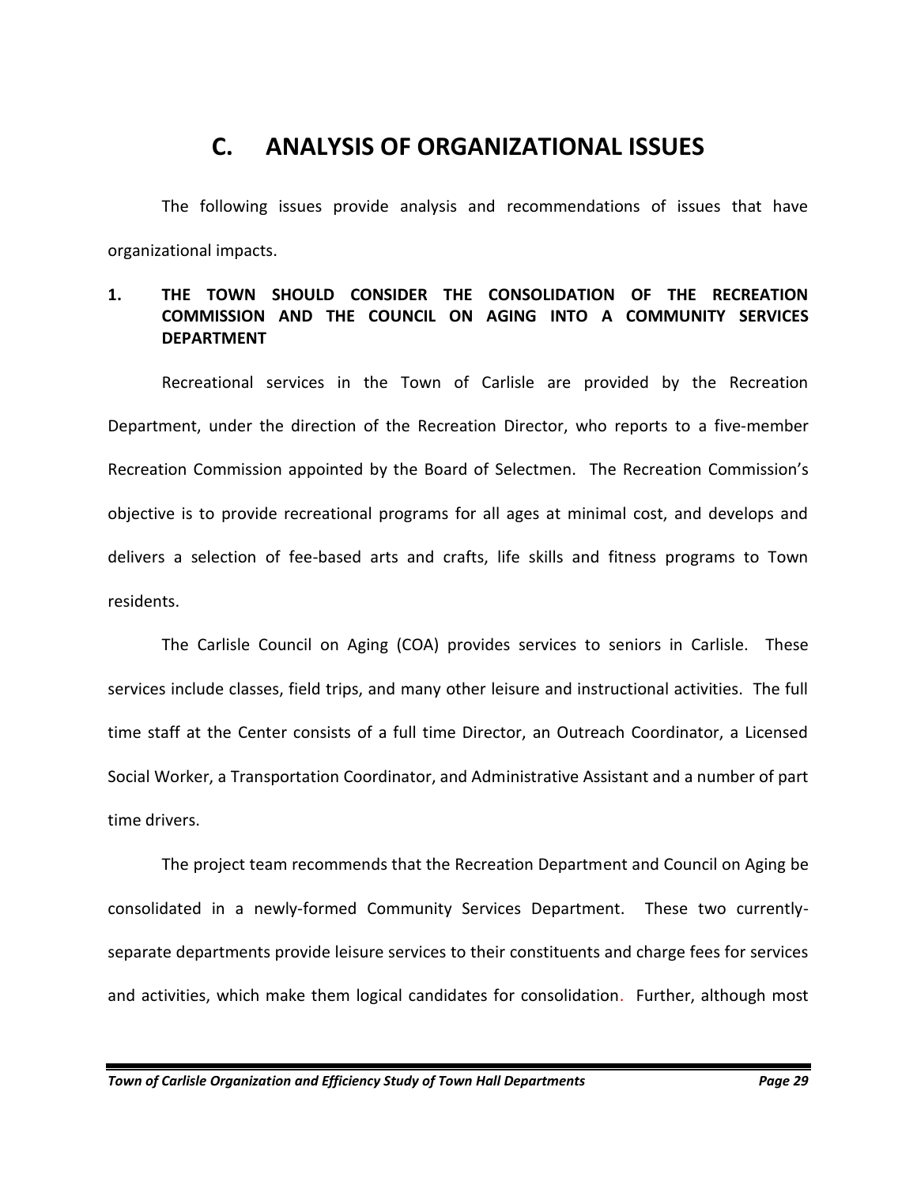# C. ANALYSIS OF ORGANIZATIONAL ISSUES

The following issues provide analysis and recommendations of issues that have organizational impacts.

## 1. THE TOWN SHOULD CONSIDER THE CONSOLIDATION OF THE RECREATION COMMISSION AND THE COUNCIL ON AGING INTO A COMMUNITY SERVICES DEPARTMENT

Recreational services in the Town of Carlisle are provided by the Recreation Department, under the direction of the Recreation Director, who reports to a five-member Recreation Commission appointed by the Board of Selectmen. The Recreation Commission's objective is to provide recreational programs for all ages at minimal cost, and develops and delivers a selection of fee-based arts and crafts, life skills and fitness programs to Town residents.

The Carlisle Council on Aging (COA) provides services to seniors in Carlisle. These services include classes, field trips, and many other leisure and instructional activities. The full time staff at the Center consists of a full time Director, an Outreach Coordinator, a Licensed Social Worker, a Transportation Coordinator, and Administrative Assistant and a number of part time drivers.

The project team recommends that the Recreation Department and Council on Aging be consolidated in a newly-formed Community Services Department. These two currently-separate departments provide leisure services to their constituents and charge fees for services and activities, which make them logical candidates for consolidation. Further, although most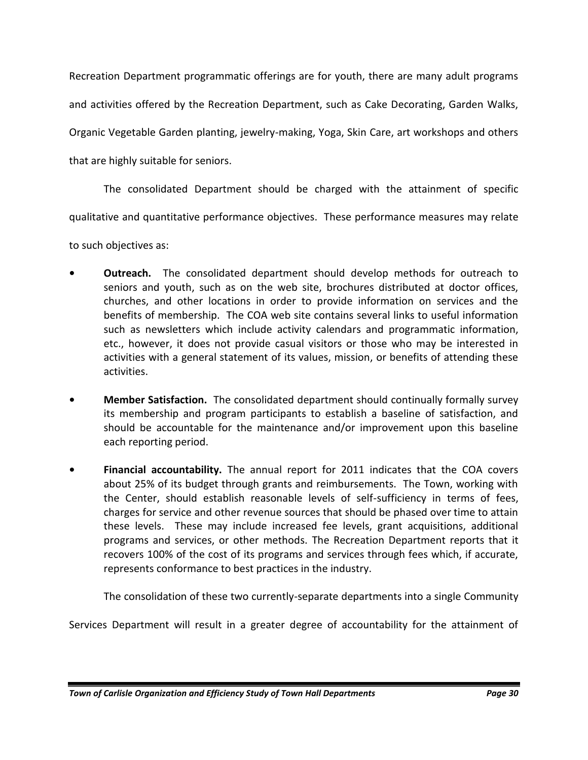Recreation Department programmatic offerings are for youth, there are many adult programs and activities offered by the Recreation Department, such as Cake Decorating, Garden Walks, Organic Vegetable Garden planting, jewelry-making, Yoga, Skin Care, art workshops and others that are highly suitable for seniors.

The consolidated Department should be charged with the attainment of specific qualitative and quantitative performance objectives. These performance measures may relate to such objectives as:

- **Outreach.** The consolidated department should develop methods for outreach to seniors and youth, such as on the web site, brochures distributed at doctor offices, churches, and other locations in order to provide information on services and the benefits of membership. The COA web site contains several links to useful information such as newsletters which include activity calendars and programmatic information, etc., however, it does not provide casual visitors or those who may be interested in activities with a general statement of its values, mission, or benefits of attending these activities.
- **Member Satisfaction.** The consolidated department should continually formally survey its membership and program participants to establish a baseline of satisfaction, and should be accountable for the maintenance and/or improvement upon this baseline each reporting period.
- **Financial accountability.** The annual report for 2011 indicates that the COA covers about 25% of its budget through grants and reimbursements. The Town, working with the Center, should establish reasonable levels of self-sufficiency in terms of fees, charges for service and other revenue sources that should be phased over time to attain these levels. These may include increased fee levels, grant acquisitions, additional programs and services, or other methods. The Recreation Department reports that it recovers 100% of the cost of its programs and services through fees which, if accurate, represents conformance to best practices in the industry.

The consolidation of these two currently-separate departments into a single Community Services Department will result in a greater degree of accountability for the attainment of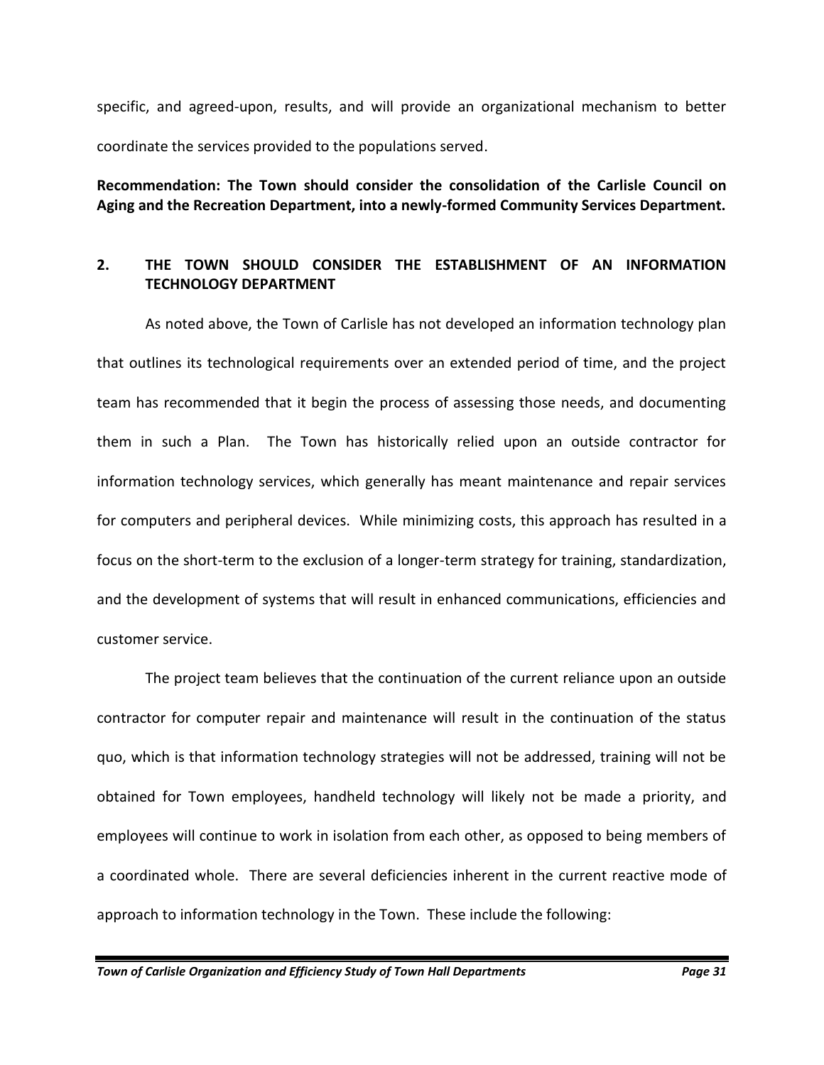specific, and agreed-upon, results, and will provide an organizational mechanism to better coordinate the services provided to the populations served.

**Recommendation: The Town should consider the consolidation of the Carlisle Council on Aging and the Recreation Department, into a newly-formed Community Services Department.**

## 2. THE TOWN SHOULD CONSIDER THE ESTABLISHMENT OF AN INFORMATION TECHNOLOGY DEPARTMENT

As noted above, the Town of Carlisle has not developed an information technology plan that outlines its technological requirements over an extended period of time, and the project team has recommended that it begin the process of assessing those needs, and documenting them in such a Plan. The Town has historically relied upon an outside contractor for information technology services, which generally has meant maintenance and repair services for computers and peripheral devices. While minimizing costs, this approach has resulted in a focus on the short-term to the exclusion of a longer-term strategy for training, standardization, and the development of systems that will result in enhanced communications, efficiencies and customer service.

The project team believes that the continuation of the current reliance upon an outside contractor for computer repair and maintenance will result in the continuation of the status quo, which is that information technology strategies will not be addressed, training will not be obtained for Town employees, handheld technology will likely not be made a priority, and employees will continue to work in isolation from each other, as opposed to being members of a coordinated whole. There are several deficiencies inherent in the current reactive mode of approach to information technology in the Town. These include the following: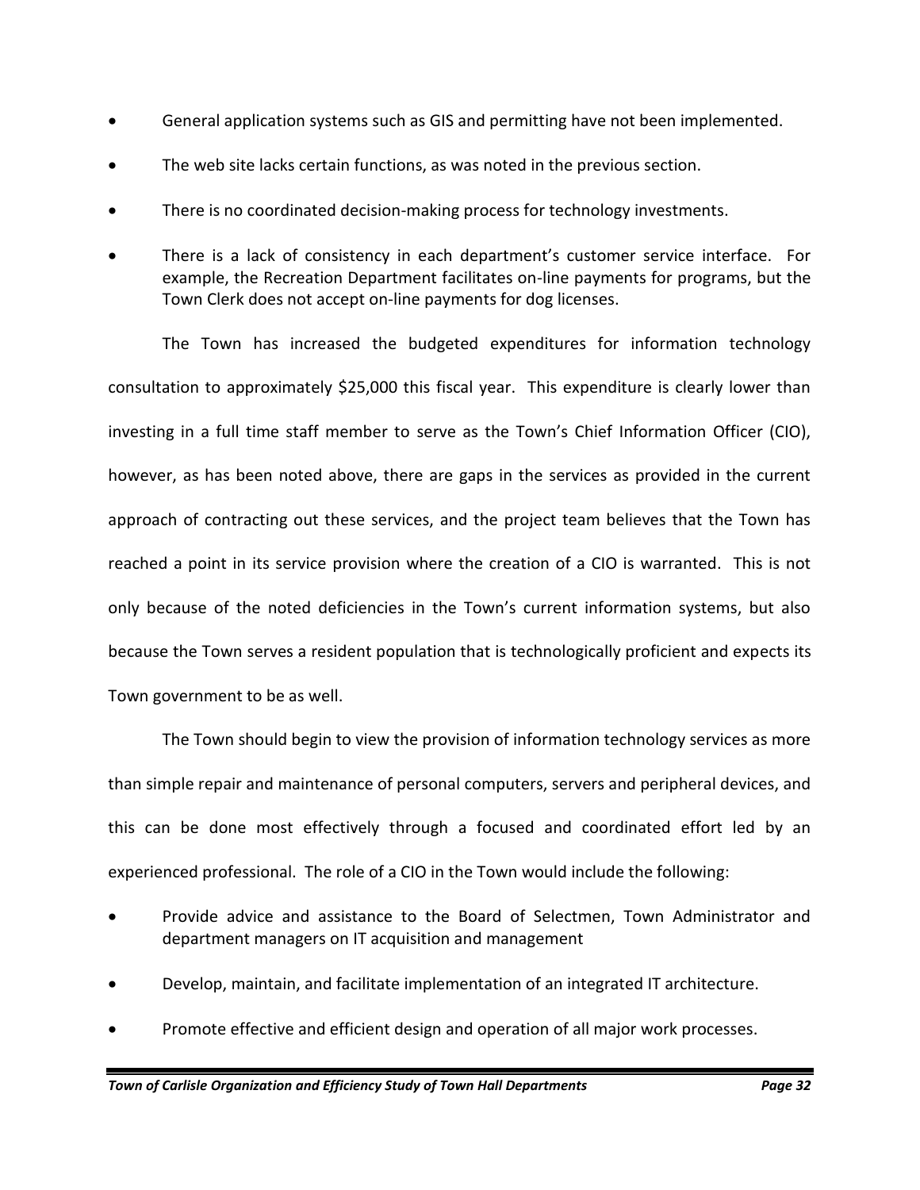- General application systems such as GIS and permitting have not been implemented.
- The web site lacks certain functions, as was noted in the previous section.
- There is no coordinated decision-making process for technology investments.
- There is a lack of consistency in each department's customer service interface. For example, the Recreation Department facilitates on-line payments for programs, but the Town Clerk does not accept on-line payments for dog licenses.

The Town has increased the budgeted expenditures for information technology consultation to approximately $25,000 this fiscal year. This expenditure is clearly lower than investing in a full time staff member to serve as the Town's Chief Information Officer (CIO), however, as has been noted above, there are gaps in the services as provided in the current approach of contracting out these services, and the project team believes that the Town has reached a point in its service provision where the creation of a CIO is warranted. This is not only because of the noted deficiencies in the Town's current information systems, but also because the Town serves a resident population that is technologically proficient and expects its Town government to be as well.

The Town should begin to view the provision of information technology services as more than simple repair and maintenance of personal computers, servers and peripheral devices, and this can be done most effectively through a focused and coordinated effort led by an experienced professional. The role of a CIO in the Town would include the following:

- Provide advice and assistance to the Board of Selectmen, Town Administrator and department managers on IT acquisition and management
- Develop, maintain, and facilitate implementation of an integrated IT architecture.
- Promote effective and efficient design and operation of all major work processes.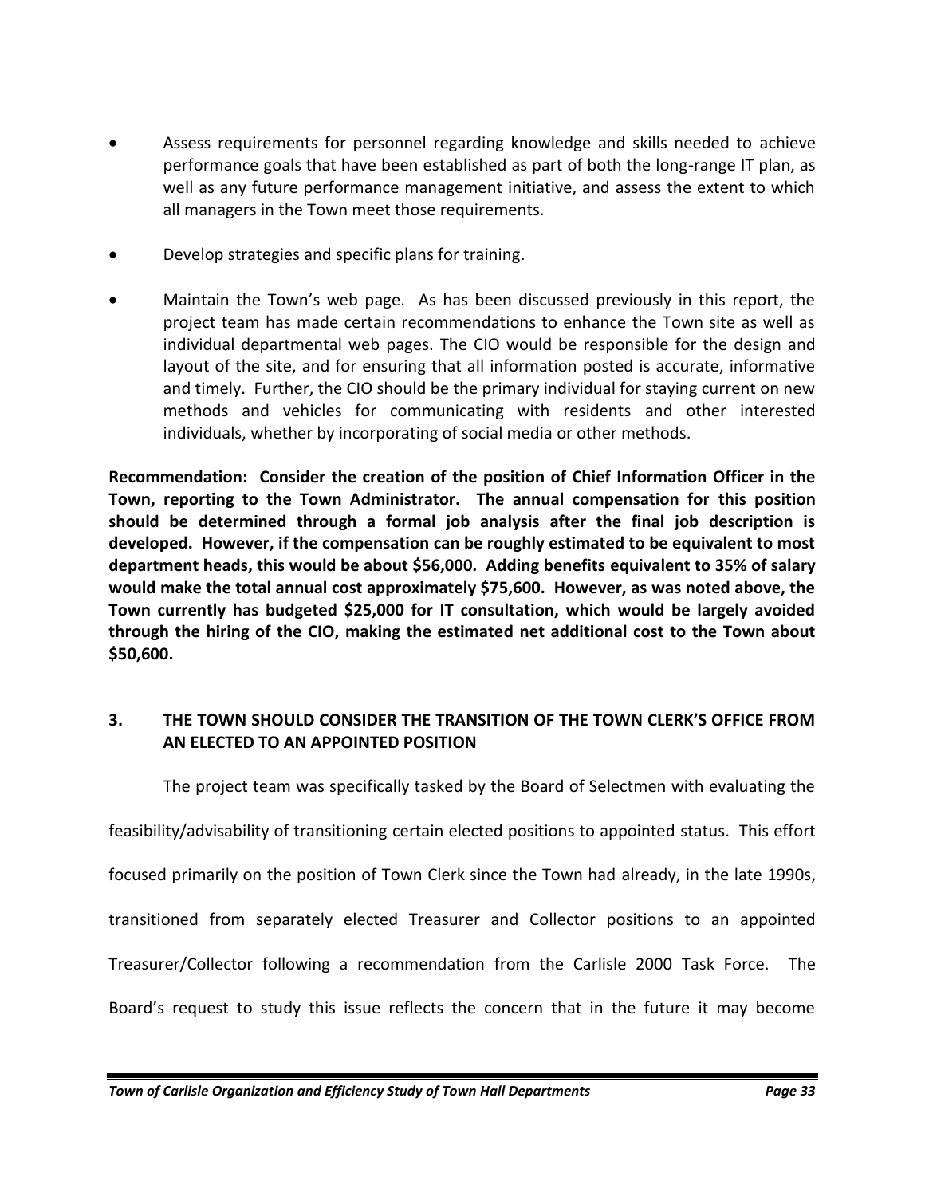- Assess requirements for personnel regarding knowledge and skills needed to achieve performance goals that have been established as part of both the long-range IT plan, as well as any future performance management initiative, and assess the extent to which all managers in the Town meet those requirements.

- Develop strategies and specific plans for training.

- Maintain the Town's web page. As has been discussed previously in this report, the project team has made certain recommendations to enhance the Town site as well as individual departmental web pages. The CIO would be responsible for the design and layout of the site, and for ensuring that all information posted is accurate, informative and timely. Further, the CIO should be the primary individual for staying current on new methods and vehicles for communicating with residents and other interested individuals, whether by incorporating of social media or other methods.

**Recommendation: Consider the creation of the position of Chief Information Officer in the Town, reporting to the Town Administrator. The annual compensation for this position should be determined through a formal job analysis after the final job description is developed. However, if the compensation can be roughly estimated to be equivalent to most department heads, this would be about $56,000. Adding benefits equivalent to 35% of salary would make the total annual cost approximately $75,600. However, as was noted above, the Town currently has budgeted $25,000 for IT consultation, which would be largely avoided through the hiring of the CIO, making the estimated net additional cost to the Town about $50,600.**

## 3. THE TOWN SHOULD CONSIDER THE TRANSITION OF THE TOWN CLERK'S OFFICE FROM AN ELECTED TO AN APPOINTED POSITION

The project team was specifically tasked by the Board of Selectmen with evaluating the feasibility/advisability of transitioning certain elected positions to appointed status. This effort focused primarily on the position of Town Clerk since the Town had already, in the late 1990s, transitioned from separately elected Treasurer and Collector positions to an appointed Treasurer/Collector following a recommendation from the Carlisle 2000 Task Force. The Board's request to study this issue reflects the concern that in the future it may become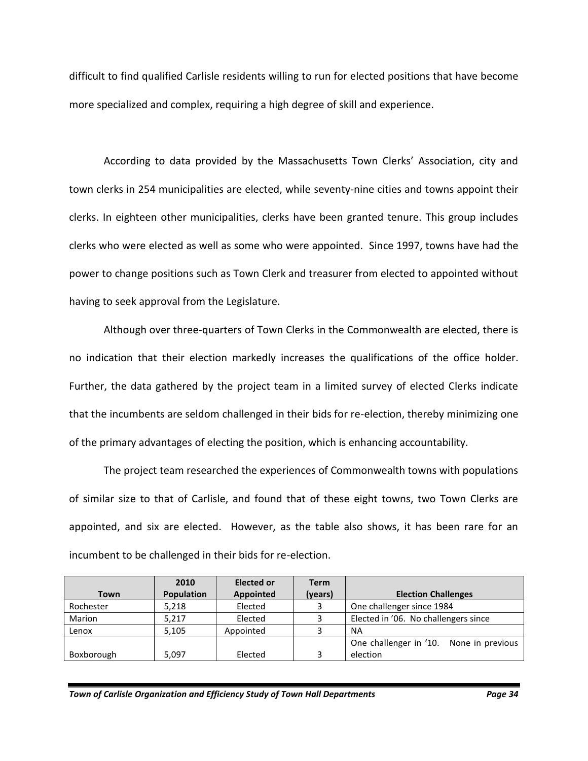difficult to find qualified Carlisle residents willing to run for elected positions that have become more specialized and complex, requiring a high degree of skill and experience.

According to data provided by the Massachusetts Town Clerks' Association, city and town clerks in 254 municipalities are elected, while seventy-nine cities and towns appoint their clerks. In eighteen other municipalities, clerks have been granted tenure. This group includes clerks who were elected as well as some who were appointed. Since 1997, towns have had the power to change positions such as Town Clerk and treasurer from elected to appointed without having to seek approval from the Legislature.

Although over three-quarters of Town Clerks in the Commonwealth are elected, there is no indication that their election markedly increases the qualifications of the office holder. Further, the data gathered by the project team in a limited survey of elected Clerks indicate that the incumbents are seldom challenged in their bids for re-election, thereby minimizing one of the primary advantages of electing the position, which is enhancing accountability.

The project team researched the experiences of Commonwealth towns with populations of similar size to that of Carlisle, and found that of these eight towns, two Town Clerks are appointed, and six are elected. However, as the table also shows, it has been rare for an incumbent to be challenged in their bids for re-election.

| Town | 2010 Population | Elected or Appointed | Term (years) | Election Challenges |
|---|---|---|---|---|
| Rochester | 5,218 | Elected | 3 | One challenger since 1984 |
| Marion | 5,217 | Elected | 3 | Elected in '06. No challengers since |
| Lenox | 5,105 | Appointed | 3 | NA |
| Boxborough | 5,097 | Elected | 3 | One challenger in '10. None in previous election |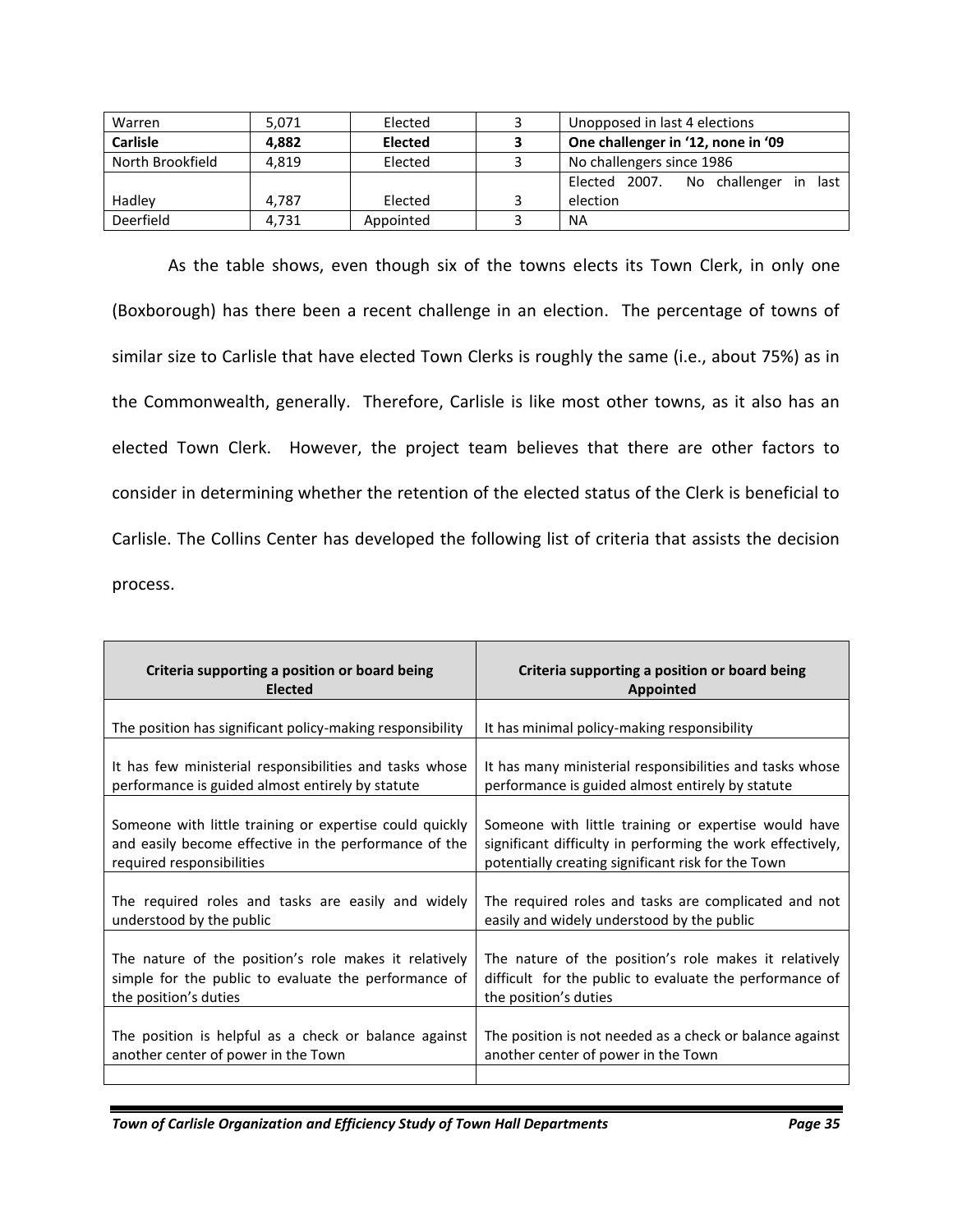| | | | | |
|---|---|---|---|---|
| Warren | 5,071 | Elected | 3 | Unopposed in last 4 elections |
| **Carlisle** | **4,882** | **Elected** | **3** | **One challenger in '12, none in '09** |
| North Brookfield | 4,819 | Elected | 3 | No challengers since 1986 |
| Hadley | 4,787 | Elected | 3 | Elected 2007. No challenger in last election |
| Deerfield | 4,731 | Appointed | 3 | NA |

As the table shows, even though six of the towns elects its Town Clerk, in only one (Boxborough) has there been a recent challenge in an election. The percentage of towns of similar size to Carlisle that have elected Town Clerks is roughly the same (i.e., about 75%) as in the Commonwealth, generally. Therefore, Carlisle is like most other towns, as it also has an elected Town Clerk. However, the project team believes that there are other factors to consider in determining whether the retention of the elected status of the Clerk is beneficial to Carlisle. The Collins Center has developed the following list of criteria that assists the decision process.

| Criteria supporting a position or board being Elected | Criteria supporting a position or board being Appointed |
|---|---|
| The position has significant policy-making responsibility | It has minimal policy-making responsibility |
| It has few ministerial responsibilities and tasks whose performance is guided almost entirely by statute | It has many ministerial responsibilities and tasks whose performance is guided almost entirely by statute |
| Someone with little training or expertise could quickly and easily become effective in the performance of the required responsibilities | Someone with little training or expertise would have significant difficulty in performing the work effectively, potentially creating significant risk for the Town |
| The required roles and tasks are easily and widely understood by the public | The required roles and tasks are complicated and not easily and widely understood by the public |
| The nature of the position's role makes it relatively simple for the public to evaluate the performance of the position's duties | The nature of the position's role makes it relatively difficult for the public to evaluate the performance of the position's duties |
| The position is helpful as a check or balance against another center of power in the Town | The position is not needed as a check or balance against another center of power in the Town |
| | |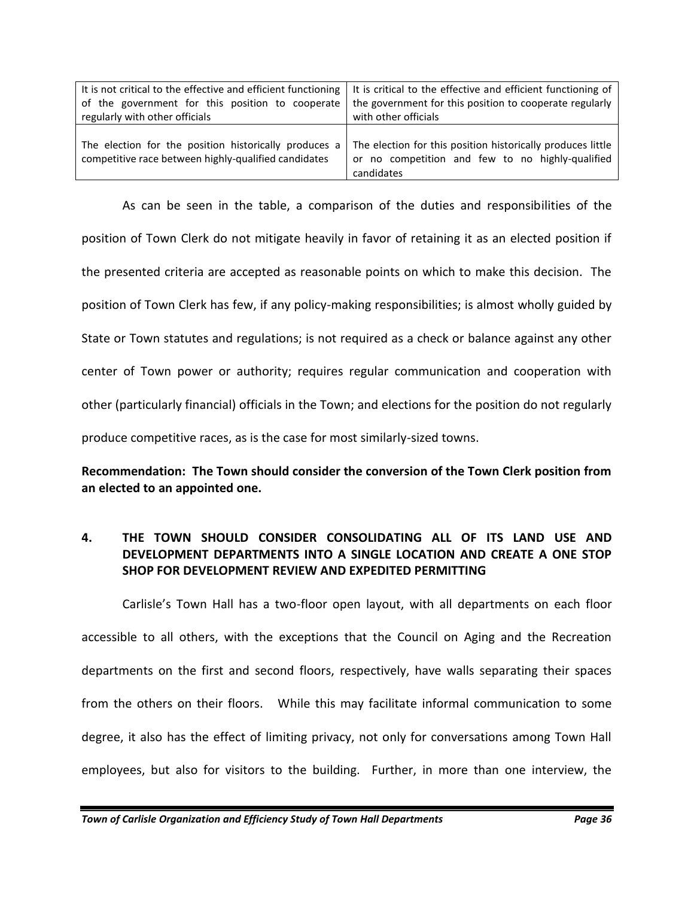| | |
|---|---|
| It is not critical to the effective and efficient functioning of the government for this position to cooperate regularly with other officials | It is critical to the effective and efficient functioning of the government for this position to cooperate regularly with other officials |
| The election for the position historically produces a competitive race between highly-qualified candidates | The election for this position historically produces little or no competition and few to no highly-qualified candidates |

As can be seen in the table, a comparison of the duties and responsibilities of the position of Town Clerk do not mitigate heavily in favor of retaining it as an elected position if the presented criteria are accepted as reasonable points on which to make this decision. The position of Town Clerk has few, if any policy-making responsibilities; is almost wholly guided by State or Town statutes and regulations; is not required as a check or balance against any other center of Town power or authority; requires regular communication and cooperation with other (particularly financial) officials in the Town; and elections for the position do not regularly produce competitive races, as is the case for most similarly-sized towns.

**Recommendation: The Town should consider the conversion of the Town Clerk position from an elected to an appointed one.**

## 4. THE TOWN SHOULD CONSIDER CONSOLIDATING ALL OF ITS LAND USE AND DEVELOPMENT DEPARTMENTS INTO A SINGLE LOCATION AND CREATE A ONE STOP SHOP FOR DEVELOPMENT REVIEW AND EXPEDITED PERMITTING

Carlisle's Town Hall has a two-floor open layout, with all departments on each floor accessible to all others, with the exceptions that the Council on Aging and the Recreation departments on the first and second floors, respectively, have walls separating their spaces from the others on their floors. While this may facilitate informal communication to some degree, it also has the effect of limiting privacy, not only for conversations among Town Hall employees, but also for visitors to the building. Further, in more than one interview, the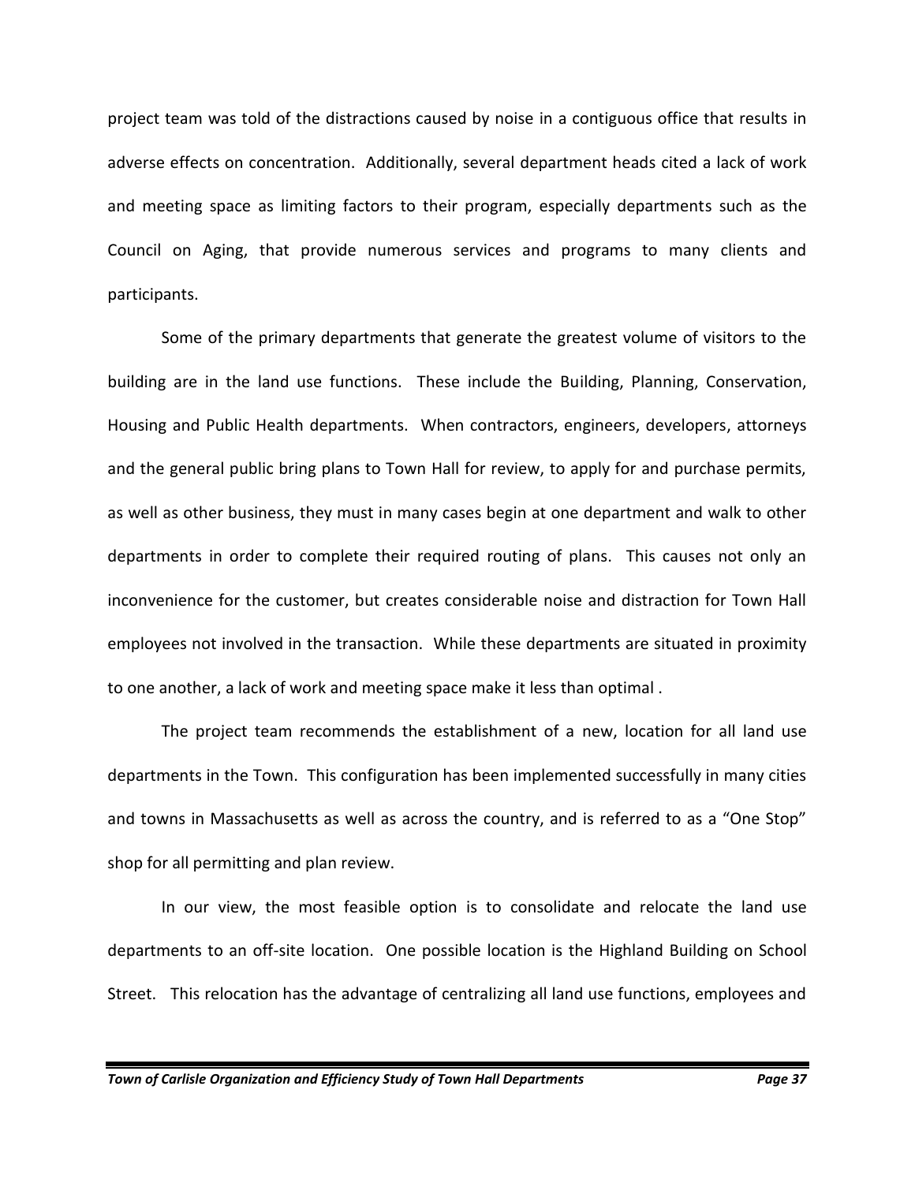project team was told of the distractions caused by noise in a contiguous office that results in adverse effects on concentration. Additionally, several department heads cited a lack of work and meeting space as limiting factors to their program, especially departments such as the Council on Aging, that provide numerous services and programs to many clients and participants.

Some of the primary departments that generate the greatest volume of visitors to the building are in the land use functions. These include the Building, Planning, Conservation, Housing and Public Health departments. When contractors, engineers, developers, attorneys and the general public bring plans to Town Hall for review, to apply for and purchase permits, as well as other business, they must in many cases begin at one department and walk to other departments in order to complete their required routing of plans. This causes not only an inconvenience for the customer, but creates considerable noise and distraction for Town Hall employees not involved in the transaction. While these departments are situated in proximity to one another, a lack of work and meeting space make it less than optimal .

The project team recommends the establishment of a new, location for all land use departments in the Town. This configuration has been implemented successfully in many cities and towns in Massachusetts as well as across the country, and is referred to as a "One Stop" shop for all permitting and plan review.

In our view, the most feasible option is to consolidate and relocate the land use departments to an off-site location. One possible location is the Highland Building on School Street. This relocation has the advantage of centralizing all land use functions, employees and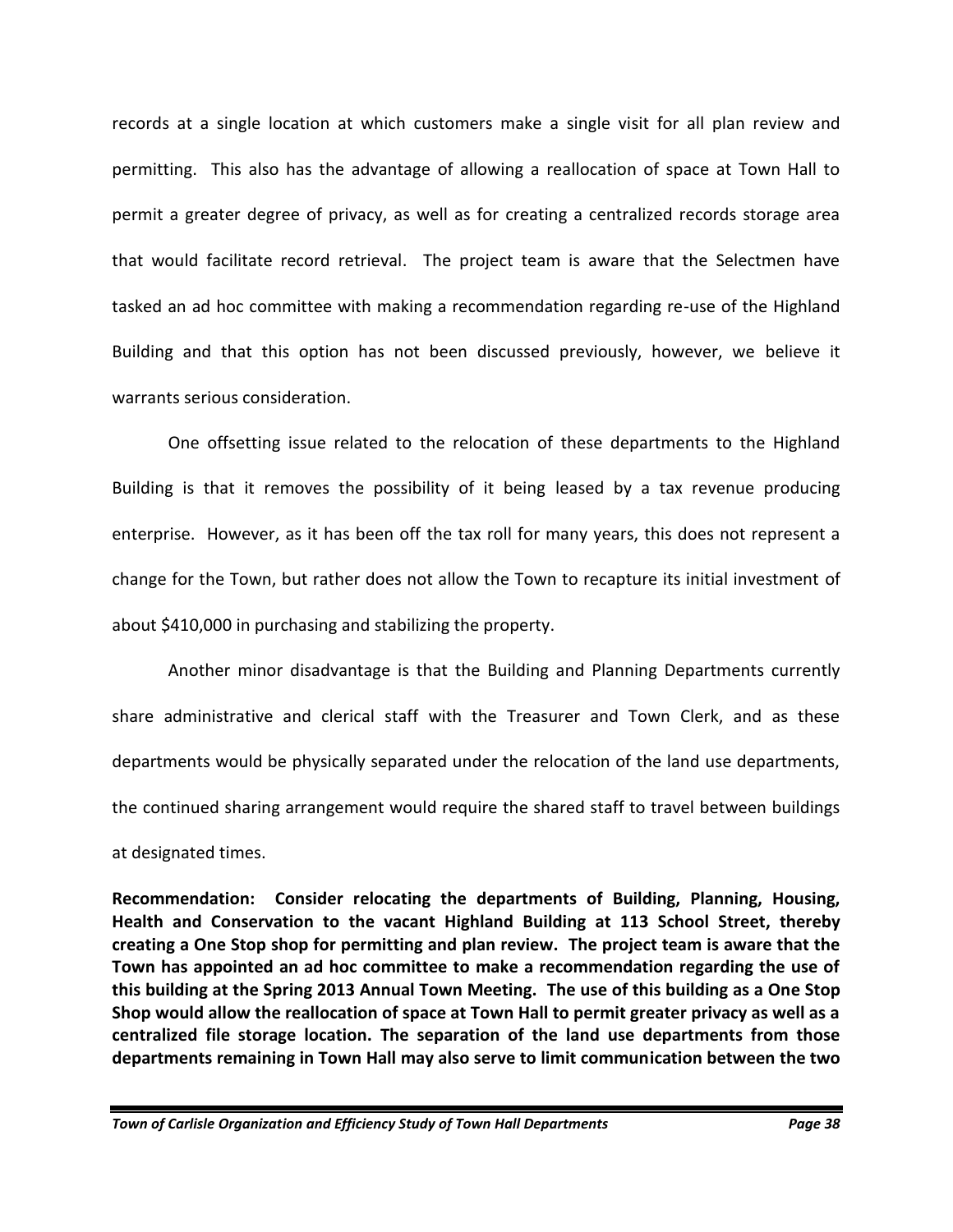records at a single location at which customers make a single visit for all plan review and permitting. This also has the advantage of allowing a reallocation of space at Town Hall to permit a greater degree of privacy, as well as for creating a centralized records storage area that would facilitate record retrieval. The project team is aware that the Selectmen have tasked an ad hoc committee with making a recommendation regarding re-use of the Highland Building and that this option has not been discussed previously, however, we believe it warrants serious consideration.

One offsetting issue related to the relocation of these departments to the Highland Building is that it removes the possibility of it being leased by a tax revenue producing enterprise. However, as it has been off the tax roll for many years, this does not represent a change for the Town, but rather does not allow the Town to recapture its initial investment of about $410,000 in purchasing and stabilizing the property.

Another minor disadvantage is that the Building and Planning Departments currently share administrative and clerical staff with the Treasurer and Town Clerk, and as these departments would be physically separated under the relocation of the land use departments, the continued sharing arrangement would require the shared staff to travel between buildings at designated times.

**Recommendation: Consider relocating the departments of Building, Planning, Housing, Health and Conservation to the vacant Highland Building at 113 School Street, thereby creating a One Stop shop for permitting and plan review. The project team is aware that the Town has appointed an ad hoc committee to make a recommendation regarding the use of this building at the Spring 2013 Annual Town Meeting. The use of this building as a One Stop Shop would allow the reallocation of space at Town Hall to permit greater privacy as well as a centralized file storage location. The separation of the land use departments from those departments remaining in Town Hall may also serve to limit communication between the two**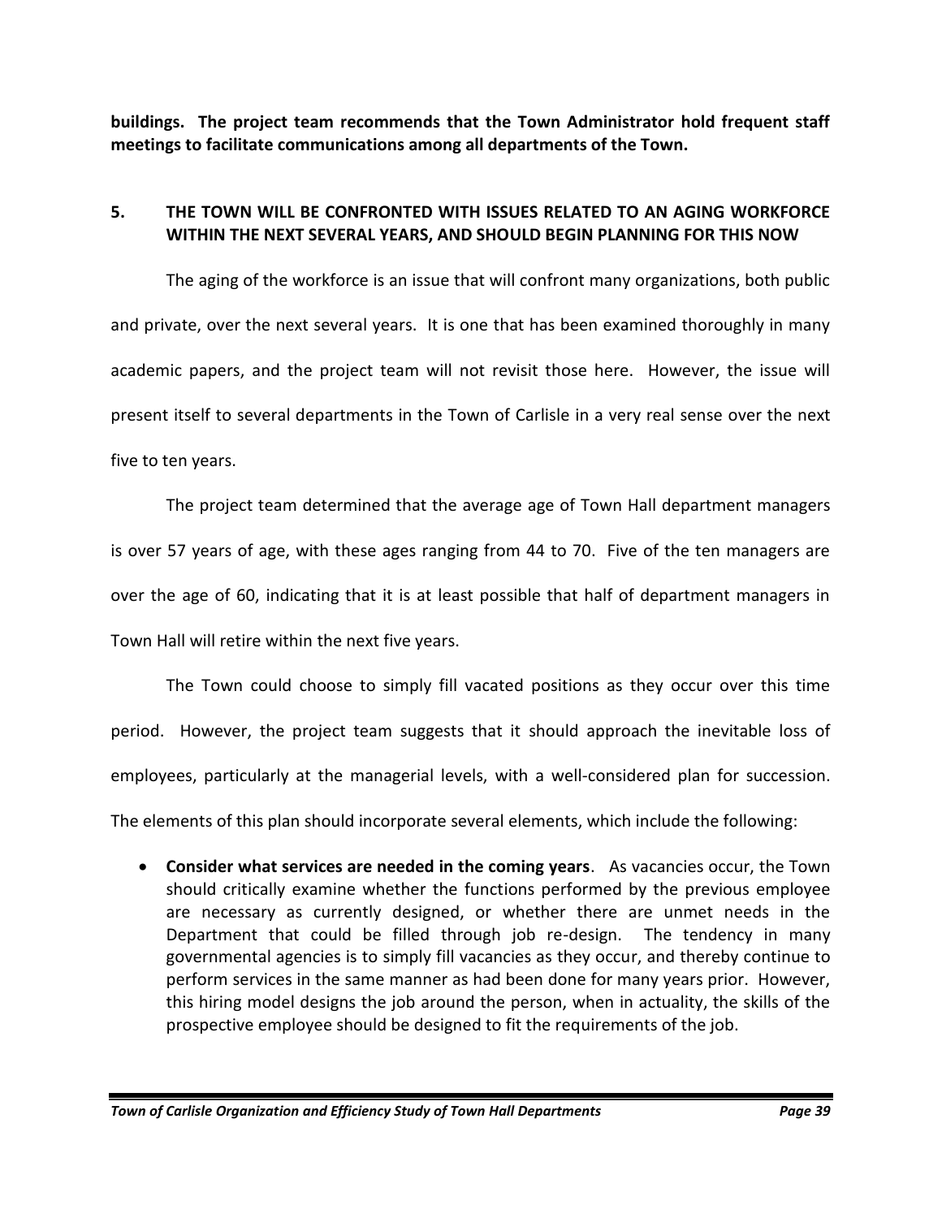**buildings. The project team recommends that the Town Administrator hold frequent staff meetings to facilitate communications among all departments of the Town.**

## 5. THE TOWN WILL BE CONFRONTED WITH ISSUES RELATED TO AN AGING WORKFORCE WITHIN THE NEXT SEVERAL YEARS, AND SHOULD BEGIN PLANNING FOR THIS NOW

The aging of the workforce is an issue that will confront many organizations, both public and private, over the next several years. It is one that has been examined thoroughly in many academic papers, and the project team will not revisit those here. However, the issue will present itself to several departments in the Town of Carlisle in a very real sense over the next five to ten years.

The project team determined that the average age of Town Hall department managers is over 57 years of age, with these ages ranging from 44 to 70. Five of the ten managers are over the age of 60, indicating that it is at least possible that half of department managers in Town Hall will retire within the next five years.

The Town could choose to simply fill vacated positions as they occur over this time period. However, the project team suggests that it should approach the inevitable loss of employees, particularly at the managerial levels, with a well-considered plan for succession. The elements of this plan should incorporate several elements, which include the following:

- **Consider what services are needed in the coming years**. As vacancies occur, the Town should critically examine whether the functions performed by the previous employee are necessary as currently designed, or whether there are unmet needs in the Department that could be filled through job re-design. The tendency in many governmental agencies is to simply fill vacancies as they occur, and thereby continue to perform services in the same manner as had been done for many years prior. However, this hiring model designs the job around the person, when in actuality, the skills of the prospective employee should be designed to fit the requirements of the job.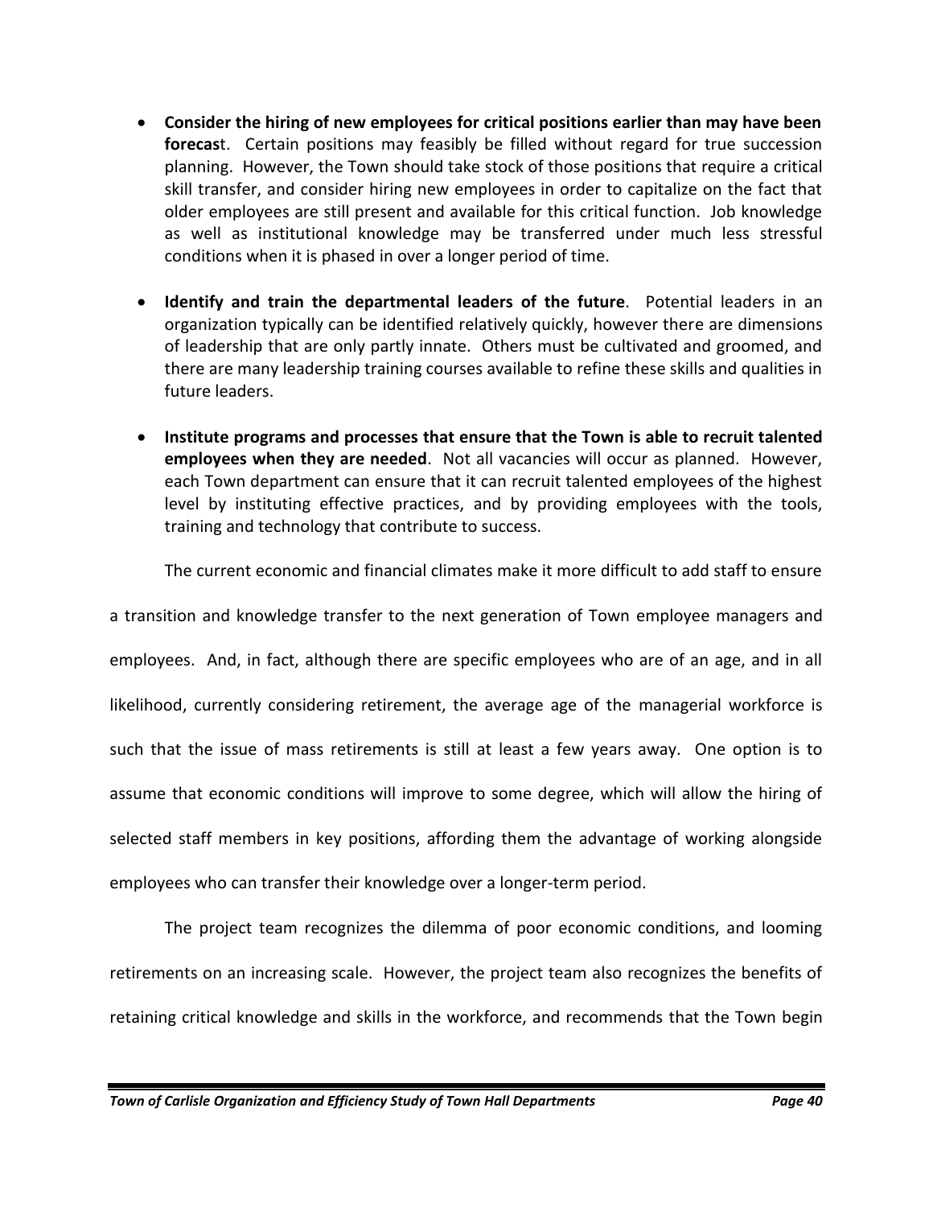- **Consider the hiring of new employees for critical positions earlier than may have been forecast**. Certain positions may feasibly be filled without regard for true succession planning. However, the Town should take stock of those positions that require a critical skill transfer, and consider hiring new employees in order to capitalize on the fact that older employees are still present and available for this critical function. Job knowledge as well as institutional knowledge may be transferred under much less stressful conditions when it is phased in over a longer period of time.

- **Identify and train the departmental leaders of the future**. Potential leaders in an organization typically can be identified relatively quickly, however there are dimensions of leadership that are only partly innate. Others must be cultivated and groomed, and there are many leadership training courses available to refine these skills and qualities in future leaders.

- **Institute programs and processes that ensure that the Town is able to recruit talented employees when they are needed**. Not all vacancies will occur as planned. However, each Town department can ensure that it can recruit talented employees of the highest level by instituting effective practices, and by providing employees with the tools, training and technology that contribute to success.

The current economic and financial climates make it more difficult to add staff to ensure a transition and knowledge transfer to the next generation of Town employee managers and employees. And, in fact, although there are specific employees who are of an age, and in all likelihood, currently considering retirement, the average age of the managerial workforce is such that the issue of mass retirements is still at least a few years away. One option is to assume that economic conditions will improve to some degree, which will allow the hiring of selected staff members in key positions, affording them the advantage of working alongside employees who can transfer their knowledge over a longer-term period.

The project team recognizes the dilemma of poor economic conditions, and looming retirements on an increasing scale. However, the project team also recognizes the benefits of retaining critical knowledge and skills in the workforce, and recommends that the Town begin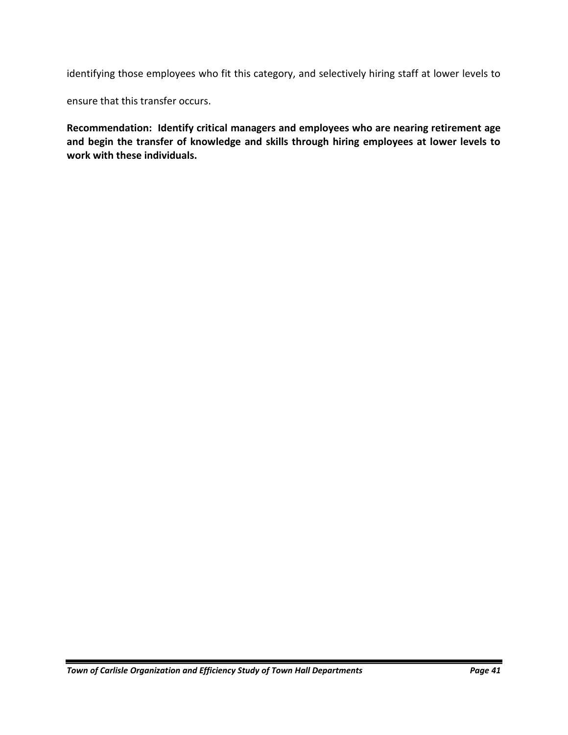identifying those employees who fit this category, and selectively hiring staff at lower levels to ensure that this transfer occurs.

**Recommendation: Identify critical managers and employees who are nearing retirement age and begin the transfer of knowledge and skills through hiring employees at lower levels to work with these individuals.**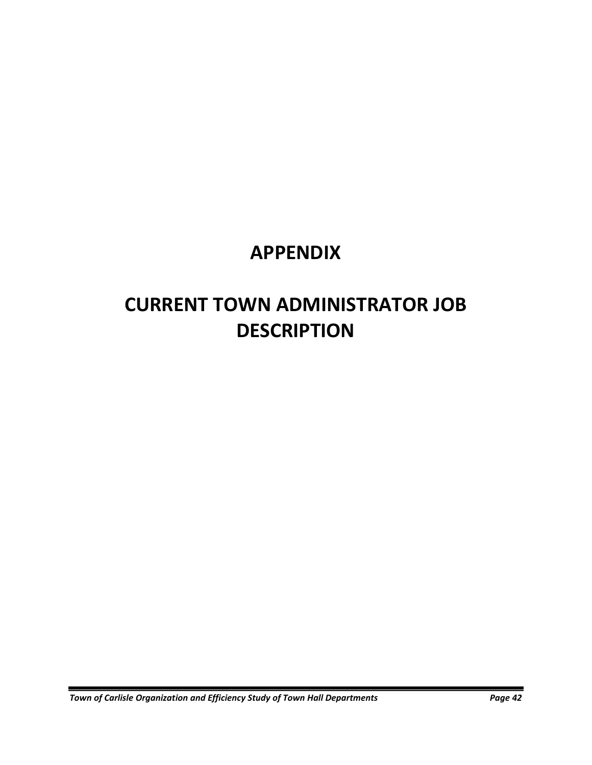# APPENDIX

# CURRENT TOWN ADMINISTRATOR JOB DESCRIPTION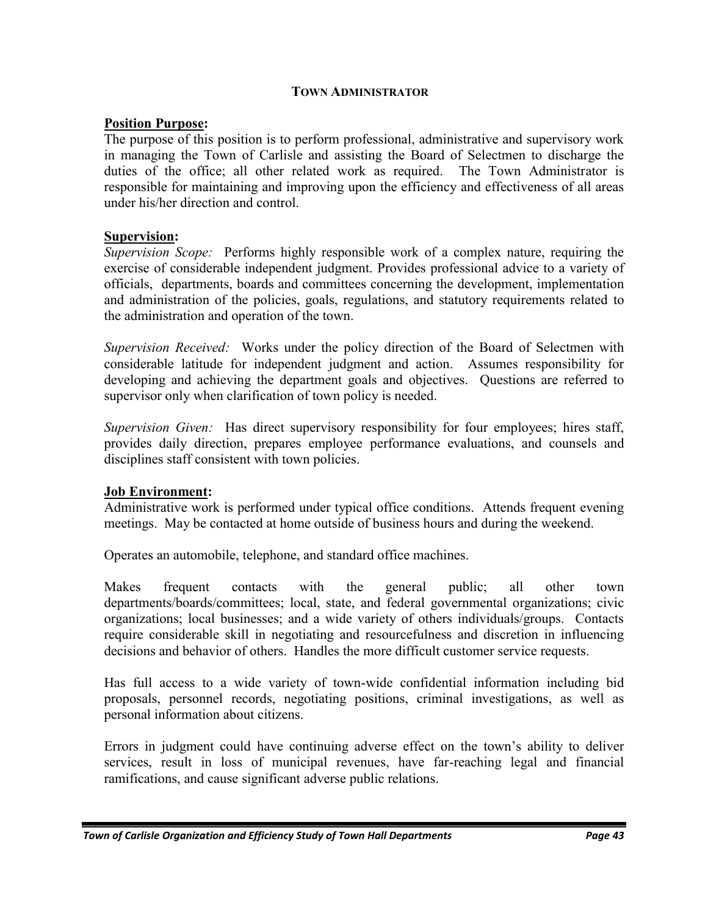## TOWN ADMINISTRATOR

**Position Purpose:**

The purpose of this position is to perform professional, administrative and supervisory work in managing the Town of Carlisle and assisting the Board of Selectmen to discharge the duties of the office; all other related work as required. The Town Administrator is responsible for maintaining and improving upon the efficiency and effectiveness of all areas under his/her direction and control.

**Supervision:**

*Supervision Scope:* Performs highly responsible work of a complex nature, requiring the exercise of considerable independent judgment. Provides professional advice to a variety of officials, departments, boards and committees concerning the development, implementation and administration of the policies, goals, regulations, and statutory requirements related to the administration and operation of the town.

*Supervision Received:* Works under the policy direction of the Board of Selectmen with considerable latitude for independent judgment and action. Assumes responsibility for developing and achieving the department goals and objectives. Questions are referred to supervisor only when clarification of town policy is needed.

*Supervision Given:* Has direct supervisory responsibility for four employees; hires staff, provides daily direction, prepares employee performance evaluations, and counsels and disciplines staff consistent with town policies.

**Job Environment:**

Administrative work is performed under typical office conditions. Attends frequent evening meetings. May be contacted at home outside of business hours and during the weekend.

Operates an automobile, telephone, and standard office machines.

Makes frequent contacts with the general public; all other town departments/boards/committees; local, state, and federal governmental organizations; civic organizations; local businesses; and a wide variety of others individuals/groups. Contacts require considerable skill in negotiating and resourcefulness and discretion in influencing decisions and behavior of others. Handles the more difficult customer service requests.

Has full access to a wide variety of town-wide confidential information including bid proposals, personnel records, negotiating positions, criminal investigations, as well as personal information about citizens.

Errors in judgment could have continuing adverse effect on the town's ability to deliver services, result in loss of municipal revenues, have far-reaching legal and financial ramifications, and cause significant adverse public relations.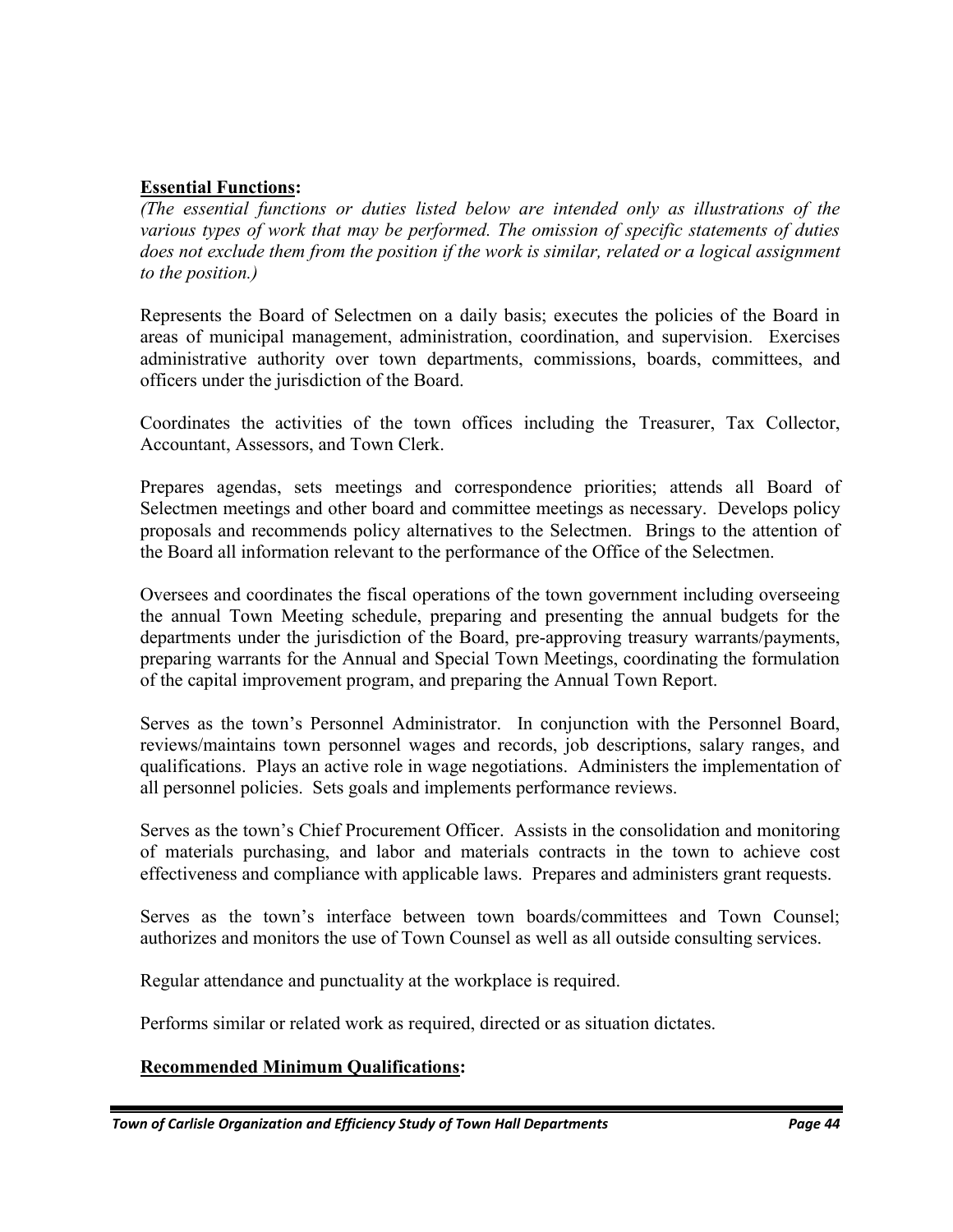**Essential Functions:**

*(The essential functions or duties listed below are intended only as illustrations of the various types of work that may be performed. The omission of specific statements of duties does not exclude them from the position if the work is similar, related or a logical assignment to the position.)*

Represents the Board of Selectmen on a daily basis; executes the policies of the Board in areas of municipal management, administration, coordination, and supervision. Exercises administrative authority over town departments, commissions, boards, committees, and officers under the jurisdiction of the Board.

Coordinates the activities of the town offices including the Treasurer, Tax Collector, Accountant, Assessors, and Town Clerk.

Prepares agendas, sets meetings and correspondence priorities; attends all Board of Selectmen meetings and other board and committee meetings as necessary. Develops policy proposals and recommends policy alternatives to the Selectmen. Brings to the attention of the Board all information relevant to the performance of the Office of the Selectmen.

Oversees and coordinates the fiscal operations of the town government including overseeing the annual Town Meeting schedule, preparing and presenting the annual budgets for the departments under the jurisdiction of the Board, pre-approving treasury warrants/payments, preparing warrants for the Annual and Special Town Meetings, coordinating the formulation of the capital improvement program, and preparing the Annual Town Report.

Serves as the town's Personnel Administrator. In conjunction with the Personnel Board, reviews/maintains town personnel wages and records, job descriptions, salary ranges, and qualifications. Plays an active role in wage negotiations. Administers the implementation of all personnel policies. Sets goals and implements performance reviews.

Serves as the town's Chief Procurement Officer. Assists in the consolidation and monitoring of materials purchasing, and labor and materials contracts in the town to achieve cost effectiveness and compliance with applicable laws. Prepares and administers grant requests.

Serves as the town's interface between town boards/committees and Town Counsel; authorizes and monitors the use of Town Counsel as well as all outside consulting services.

Regular attendance and punctuality at the workplace is required.

Performs similar or related work as required, directed or as situation dictates.

**Recommended Minimum Qualifications:**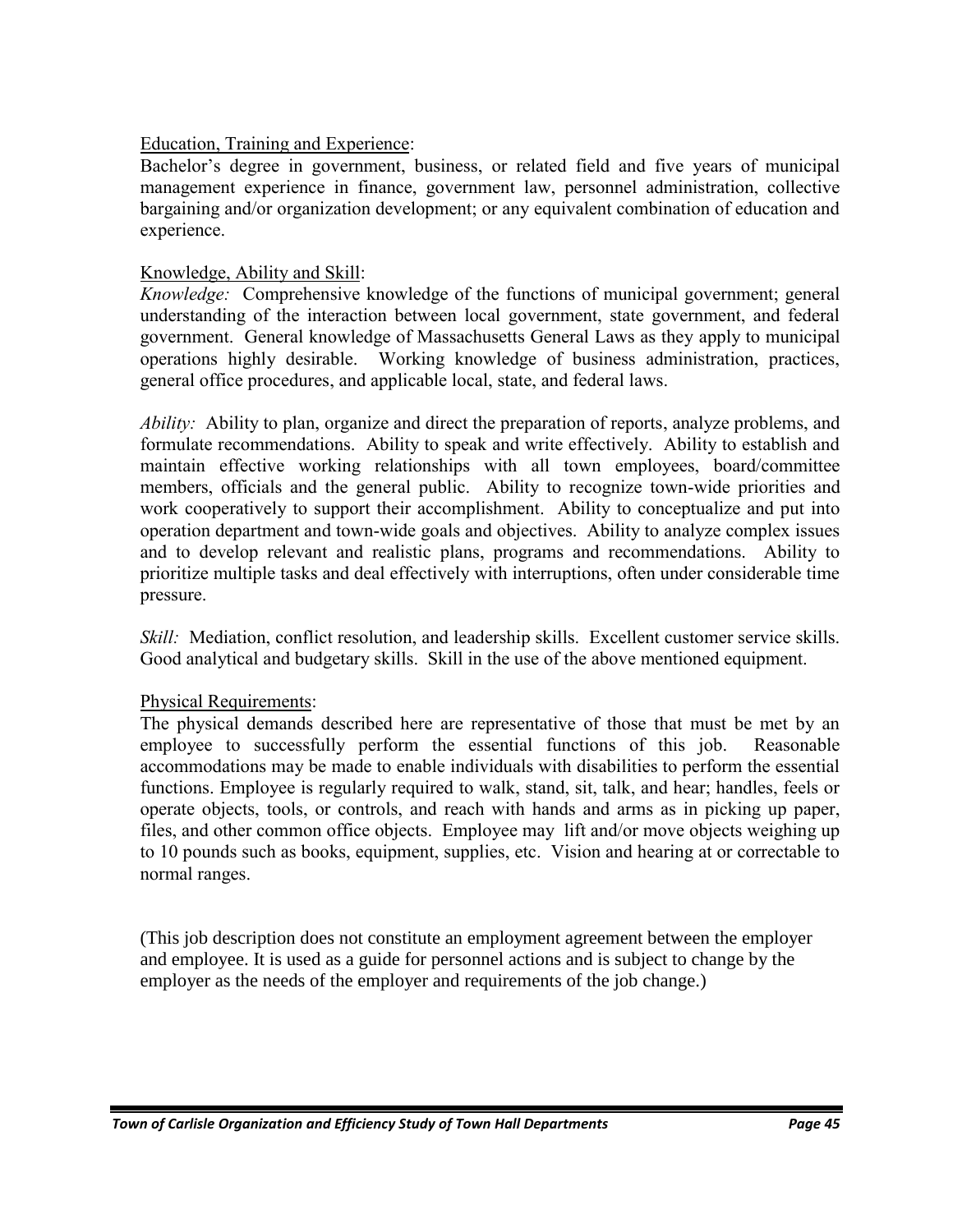Education, Training and Experience:

Bachelor's degree in government, business, or related field and five years of municipal management experience in finance, government law, personnel administration, collective bargaining and/or organization development; or any equivalent combination of education and experience.

Knowledge, Ability and Skill:

*Knowledge:* Comprehensive knowledge of the functions of municipal government; general understanding of the interaction between local government, state government, and federal government. General knowledge of Massachusetts General Laws as they apply to municipal operations highly desirable. Working knowledge of business administration, practices, general office procedures, and applicable local, state, and federal laws.

*Ability:* Ability to plan, organize and direct the preparation of reports, analyze problems, and formulate recommendations. Ability to speak and write effectively. Ability to establish and maintain effective working relationships with all town employees, board/committee members, officials and the general public. Ability to recognize town-wide priorities and work cooperatively to support their accomplishment. Ability to conceptualize and put into operation department and town-wide goals and objectives. Ability to analyze complex issues and to develop relevant and realistic plans, programs and recommendations. Ability to prioritize multiple tasks and deal effectively with interruptions, often under considerable time pressure.

*Skill:* Mediation, conflict resolution, and leadership skills. Excellent customer service skills. Good analytical and budgetary skills. Skill in the use of the above mentioned equipment.

Physical Requirements:

The physical demands described here are representative of those that must be met by an employee to successfully perform the essential functions of this job. Reasonable accommodations may be made to enable individuals with disabilities to perform the essential functions. Employee is regularly required to walk, stand, sit, talk, and hear; handles, feels or operate objects, tools, or controls, and reach with hands and arms as in picking up paper, files, and other common office objects. Employee may lift and/or move objects weighing up to 10 pounds such as books, equipment, supplies, etc. Vision and hearing at or correctable to normal ranges.

(This job description does not constitute an employment agreement between the employer and employee. It is used as a guide for personnel actions and is subject to change by the employer as the needs of the employer and requirements of the job change.)